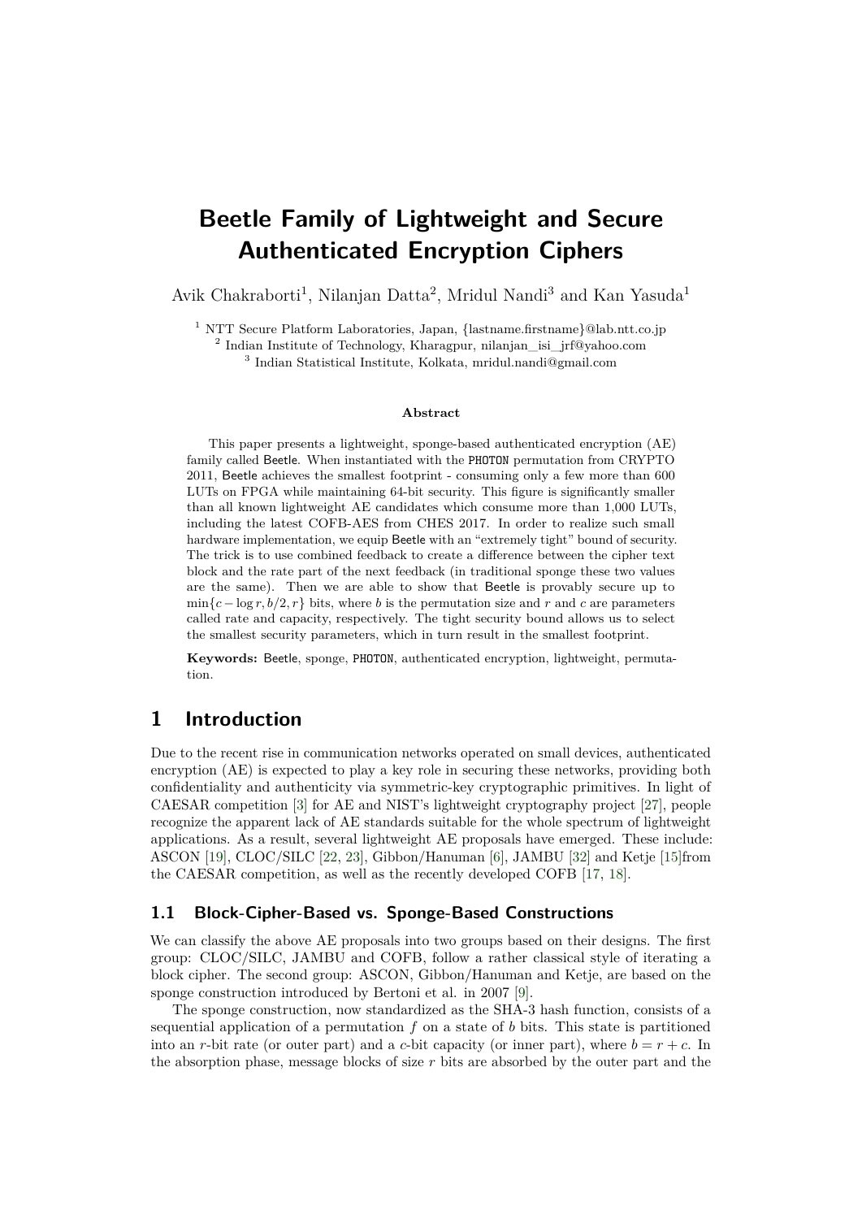# Beetle Family of Lightweight and Secure Authenticated Encryption Ciphers

Avik Chakraborti[1], Nilanjan Datta[2], Mridul Nandi[3] and Kan Yasuda[1]

[1] NTT Secure Platform Laboratories, Japan, {lastname.firstname}@lab.ntt.co.jp
[2] Indian Institute of Technology, Kharagpur, nilanjan_isi_jrf@yahoo.com
[3] Indian Statistical Institute, Kolkata, mridul.nandi@gmail.com

**Abstract**

This paper presents a lightweight, sponge-based authenticated encryption (AE) family called Beetle. When instantiated with the PHOTON permutation from CRYPTO 2011, Beetle achieves the smallest footprint - consuming only a few more than 600 LUTs on FPGA while maintaining 64-bit security. This figure is significantly smaller than all known lightweight AE candidates which consume more than 1,000 LUTs, including the latest COFB-AES from CHES 2017. In order to realize such small hardware implementation, we equip Beetle with an "extremely tight" bound of security. The trick is to use combined feedback to create a difference between the cipher text block and the rate part of the next feedback (in traditional sponge these two values are the same). Then we are able to show that Beetle is provably secure up to $\min\{c - \log r, b/2, r\}$ bits, where $b$ is the permutation size and $r$ and $c$ are parameters called rate and capacity, respectively. The tight security bound allows us to select the smallest security parameters, which in turn result in the smallest footprint.

**Keywords:** Beetle, sponge, PHOTON, authenticated encryption, lightweight, permutation.

## 1 Introduction

Due to the recent rise in communication networks operated on small devices, authenticated encryption (AE) is expected to play a key role in securing these networks, providing both confidentiality and authenticity via symmetric-key cryptographic primitives. In light of CAESAR competition [3] for AE and NIST's lightweight cryptography project [27], people recognize the apparent lack of AE standards suitable for the whole spectrum of lightweight applications. As a result, several lightweight AE proposals have emerged. These include: ASCON [19], CLOC/SILC [22, 23], Gibbon/Hanuman [6], JAMBU [32] and Ketje [15]from the CAESAR competition, as well as the recently developed COFB [17, 18].

### 1.1 Block-Cipher-Based vs. Sponge-Based Constructions

We can classify the above AE proposals into two groups based on their designs. The first group: CLOC/SILC, JAMBU and COFB, follow a rather classical style of iterating a block cipher. The second group: ASCON, Gibbon/Hanuman and Ketje, are based on the sponge construction introduced by Bertoni et al. in 2007 [9].

The sponge construction, now standardized as the SHA-3 hash function, consists of a sequential application of a permutation $f$ on a state of $b$ bits. This state is partitioned into an $r$-bit rate (or outer part) and a $c$-bit capacity (or inner part), where $b = r + c$. In the absorption phase, message blocks of size $r$ bits are absorbed by the outer part and the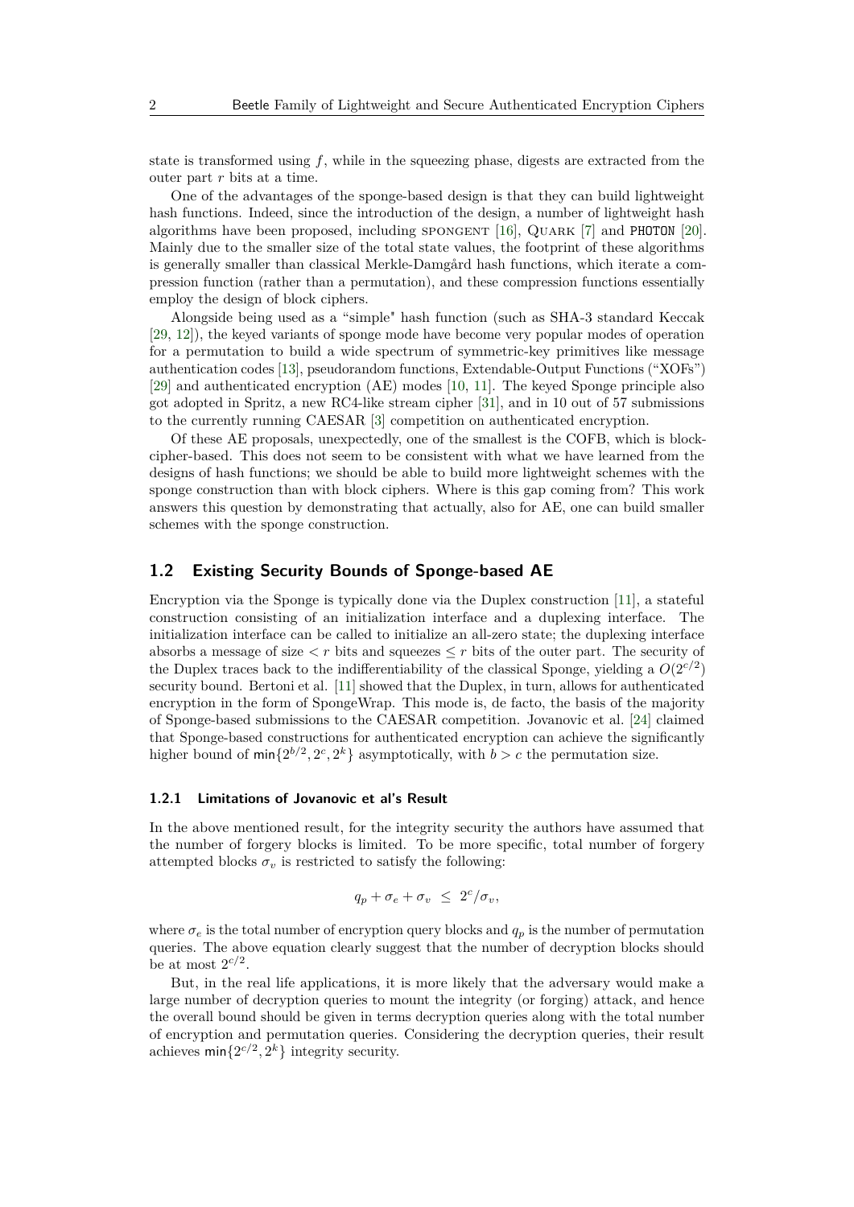state is transformed using $f$, while in the squeezing phase, digests are extracted from the outer part $r$ bits at a time.

One of the advantages of the sponge-based design is that they can build lightweight hash functions. Indeed, since the introduction of the design, a number of lightweight hash algorithms have been proposed, including SPONGENT [16], QUARK [7] and PHOTON [20]. Mainly due to the smaller size of the total state values, the footprint of these algorithms is generally smaller than classical Merkle-Damgård hash functions, which iterate a compression function (rather than a permutation), and these compression functions essentially employ the design of block ciphers.

Alongside being used as a "simple" hash function (such as SHA-3 standard Keccak [29, 12]), the keyed variants of sponge mode have become very popular modes of operation for a permutation to build a wide spectrum of symmetric-key primitives like message authentication codes [13], pseudorandom functions, Extendable-Output Functions ("XOFs") [29] and authenticated encryption (AE) modes [10, 11]. The keyed Sponge principle also got adopted in Spritz, a new RC4-like stream cipher [31], and in 10 out of 57 submissions to the currently running CAESAR [3] competition on authenticated encryption.

Of these AE proposals, unexpectedly, one of the smallest is the COFB, which is block-cipher-based. This does not seem to be consistent with what we have learned from the designs of hash functions; we should be able to build more lightweight schemes with the sponge construction than with block ciphers. Where is this gap coming from? This work answers this question by demonstrating that actually, also for AE, one can build smaller schemes with the sponge construction.

## 1.2 Existing Security Bounds of Sponge-based AE

Encryption via the Sponge is typically done via the Duplex construction [11], a stateful construction consisting of an initialization interface and a duplexing interface. The initialization interface can be called to initialize an all-zero state; the duplexing interface absorbs a message of size $< r$ bits and squeezes $\leq r$ bits of the outer part. The security of the Duplex traces back to the indifferentiability of the classical Sponge, yielding a $O(2^{c/2})$ security bound. Bertoni et al. [11] showed that the Duplex, in turn, allows for authenticated encryption in the form of SpongeWrap. This mode is, de facto, the basis of the majority of Sponge-based submissions to the CAESAR competition. Jovanovic et al. [24] claimed that Sponge-based constructions for authenticated encryption can achieve the significantly higher bound of $\min\{2^{b/2}, 2^c, 2^k\}$ asymptotically, with $b > c$ the permutation size.

### 1.2.1 Limitations of Jovanovic et al's Result

In the above mentioned result, for the integrity security the authors have assumed that the number of forgery blocks is limited. To be more specific, total number of forgery attempted blocks $\sigma_v$ is restricted to satisfy the following:

$$q_p + \sigma_e + \sigma_v \leq 2^c/\sigma_v,$$

where $\sigma_e$ is the total number of encryption query blocks and $q_p$ is the number of permutation queries. The above equation clearly suggest that the number of decryption blocks should be at most $2^{c/2}$.

But, in the real life applications, it is more likely that the adversary would make a large number of decryption queries to mount the integrity (or forging) attack, and hence the overall bound should be given in terms decryption queries along with the total number of encryption and permutation queries. Considering the decryption queries, their result achieves $\min\{2^{c/2}, 2^k\}$ integrity security.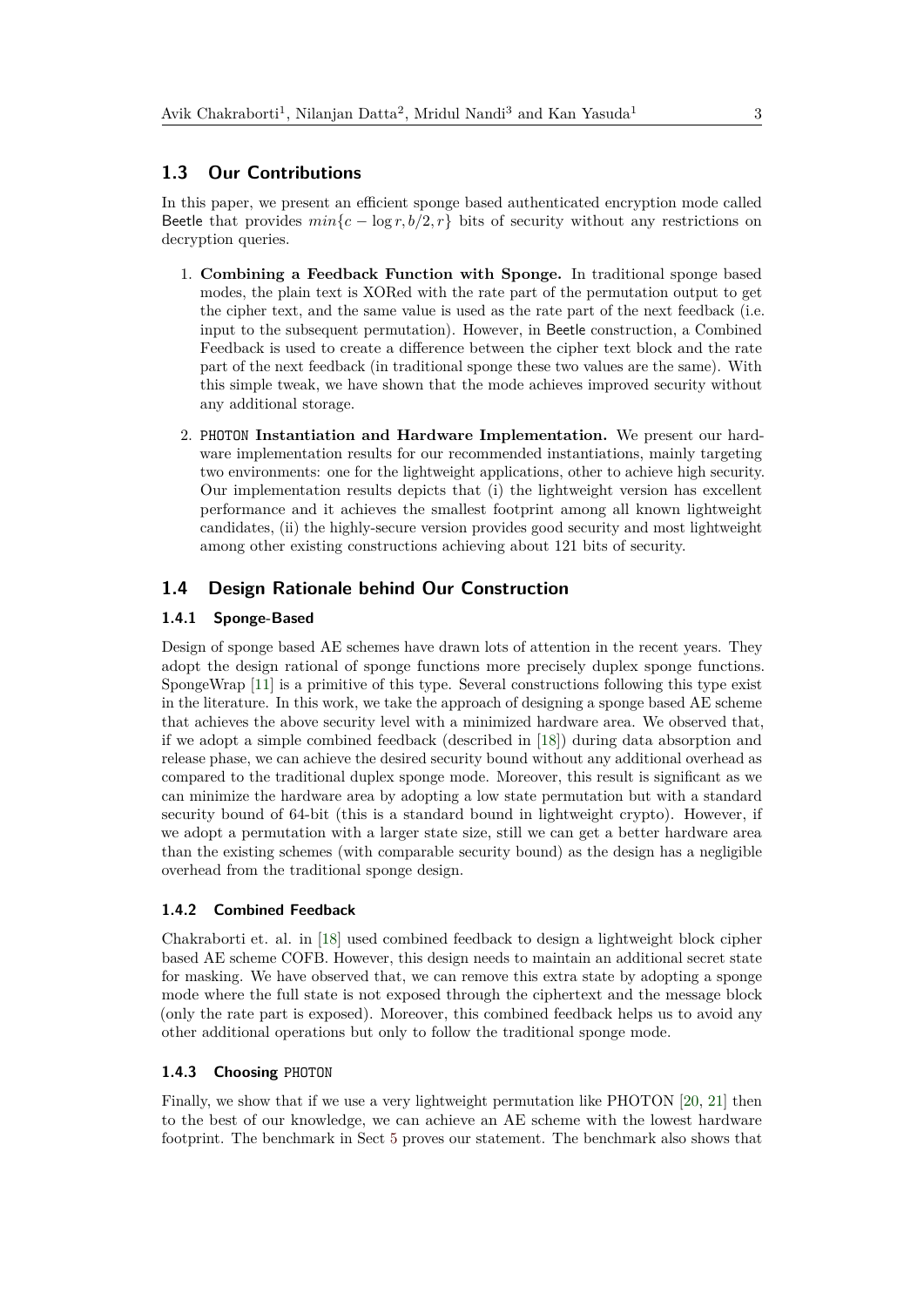## 1.3 Our Contributions

In this paper, we present an efficient sponge based authenticated encryption mode called Beetle that provides $min\{c - \log r, b/2, r\}$ bits of security without any restrictions on decryption queries.

1. **Combining a Feedback Function with Sponge.** In traditional sponge based modes, the plain text is XORed with the rate part of the permutation output to get the cipher text, and the same value is used as the rate part of the next feedback (i.e. input to the subsequent permutation). However, in Beetle construction, a Combined Feedback is used to create a difference between the cipher text block and the rate part of the next feedback (in traditional sponge these two values are the same). With this simple tweak, we have shown that the mode achieves improved security without any additional storage.
2. PHOTON **Instantiation and Hardware Implementation.** We present our hardware implementation results for our recommended instantiations, mainly targeting two environments: one for the lightweight applications, other to achieve high security. Our implementation results depicts that (i) the lightweight version has excellent performance and it achieves the smallest footprint among all known lightweight candidates, (ii) the highly-secure version provides good security and most lightweight among other existing constructions achieving about 121 bits of security.

## 1.4 Design Rationale behind Our Construction

### 1.4.1 Sponge-Based

Design of sponge based AE schemes have drawn lots of attention in the recent years. They adopt the design rational of sponge functions more precisely duplex sponge functions. SpongeWrap [11] is a primitive of this type. Several constructions following this type exist in the literature. In this work, we take the approach of designing a sponge based AE scheme that achieves the above security level with a minimized hardware area. We observed that, if we adopt a simple combined feedback (described in [18]) during data absorption and release phase, we can achieve the desired security bound without any additional overhead as compared to the traditional duplex sponge mode. Moreover, this result is significant as we can minimize the hardware area by adopting a low state permutation but with a standard security bound of 64-bit (this is a standard bound in lightweight crypto). However, if we adopt a permutation with a larger state size, still we can get a better hardware area than the existing schemes (with comparable security bound) as the design has a negligible overhead from the traditional sponge design.

### 1.4.2 Combined Feedback

Chakraborti et. al. in [18] used combined feedback to design a lightweight block cipher based AE scheme COFB. However, this design needs to maintain an additional secret state for masking. We have observed that, we can remove this extra state by adopting a sponge mode where the full state is not exposed through the ciphertext and the message block (only the rate part is exposed). Moreover, this combined feedback helps us to avoid any other additional operations but only to follow the traditional sponge mode.

### 1.4.3 Choosing PHOTON

Finally, we show that if we use a very lightweight permutation like PHOTON [20, 21] then to the best of our knowledge, we can achieve an AE scheme with the lowest hardware footprint. The benchmark in Sect 5 proves our statement. The benchmark also shows that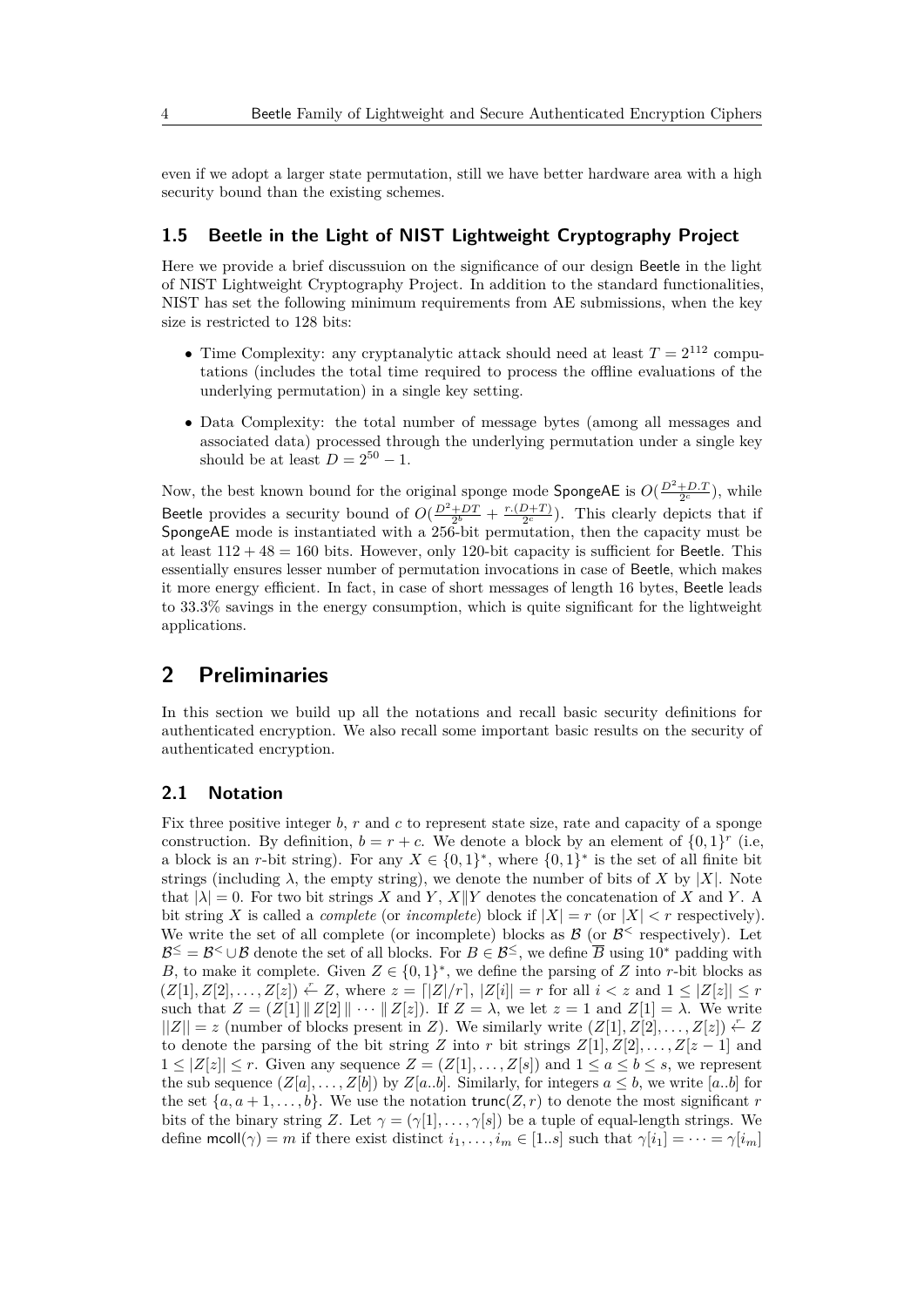even if we adopt a larger state permutation, still we have better hardware area with a high security bound than the existing schemes.

### 1.5 Beetle in the Light of NIST Lightweight Cryptography Project

Here we provide a brief discussuion on the significance of our design Beetle in the light of NIST Lightweight Cryptography Project. In addition to the standard functionalities, NIST has set the following minimum requirements from AE submissions, when the key size is restricted to 128 bits:

- Time Complexity: any cryptanalytic attack should need at least $T = 2^{112}$ computations (includes the total time required to process the offline evaluations of the underlying permutation) in a single key setting.
- Data Complexity: the total number of message bytes (among all messages and associated data) processed through the underlying permutation under a single key should be at least $D = 2^{50} - 1$.

Now, the best known bound for the original sponge mode SpongeAE is $O(\frac{D^2+D.T}{2^c})$, while Beetle provides a security bound of $O(\frac{D^2+DT}{2^b} + \frac{r.(D+T)}{2^c})$. This clearly depicts that if SpongeAE mode is instantiated with a 256-bit permutation, then the capacity must be at least $112 + 48 = 160$ bits. However, only 120-bit capacity is sufficient for Beetle. This essentially ensures lesser number of permutation invocations in case of Beetle, which makes it more energy efficient. In fact, in case of short messages of length 16 bytes, Beetle leads to 33.3% savings in the energy consumption, which is quite significant for the lightweight applications.

## 2 Preliminaries

In this section we build up all the notations and recall basic security definitions for authenticated encryption. We also recall some important basic results on the security of authenticated encryption.

### 2.1 Notation

Fix three positive integer $b$, $r$ and $c$ to represent state size, rate and capacity of a sponge construction. By definition, $b = r + c$. We denote a block by an element of $\{0,1\}^r$ (i.e, a block is an $r$-bit string). For any $X \in \{0,1\}^*$, where $\{0,1\}^*$ is the set of all finite bit strings (including $\lambda$, the empty string), we denote the number of bits of $X$ by $|X|$. Note that $|\lambda| = 0$. For two bit strings $X$ and $Y$, $X\|Y$ denotes the concatenation of $X$ and $Y$. A bit string $X$ is called a *complete* (or *incomplete*) block if $|X| = r$ (or $|X| < r$ respectively). We write the set of all complete (or incomplete) blocks as $\mathcal{B}$ (or $\mathcal{B}^<$ respectively). Let $\mathcal{B}^{\leq} = \mathcal{B}^< \cup \mathcal{B}$ denote the set of all blocks. For $B \in \mathcal{B}^{\leq}$, we define $\overline{B}$ using $10^*$ padding with $B$, to make it complete. Given $Z \in \{0,1\}^*$, we define the parsing of $Z$ into $r$-bit blocks as $(Z[1], Z[2], \ldots, Z[z]) \xleftarrow{r} Z$, where $z = \lceil |Z|/r \rceil$, $|Z[i]| = r$ for all $i < z$ and $1 \leq |Z[z]| \leq r$ such that $Z = (Z[1] \,\|\, Z[2] \,\|\, \cdots \,\|\, Z[z])$. If $Z = \lambda$, we let $z = 1$ and $Z[1] = \lambda$. We write $||Z|| = z$ (number of blocks present in $Z$). We similarly write $(Z[1], Z[2], \ldots, Z[z]) \xleftarrow{r} Z$ to denote the parsing of the bit string $Z$ into $r$ bit strings $Z[1], Z[2], \ldots, Z[z-1]$ and $1 \leq |Z[z]| \leq r$. Given any sequence $Z = (Z[1], \ldots, Z[s])$ and $1 \leq a \leq b \leq s$, we represent the sub sequence $(Z[a], \ldots, Z[b])$ by $Z[a..b]$. Similarly, for integers $a \leq b$, we write $[a..b]$ for the set $\{a, a+1, \ldots, b\}$. We use the notation $\mathsf{trunc}(Z, r)$ to denote the most significant $r$ bits of the binary string $Z$. Let $\gamma = (\gamma[1], \ldots, \gamma[s])$ be a tuple of equal-length strings. We define $\mathsf{mcoll}(\gamma) = m$ if there exist distinct $i_1, \ldots, i_m \in [1..s]$ such that $\gamma[i_1] = \cdots = \gamma[i_m]$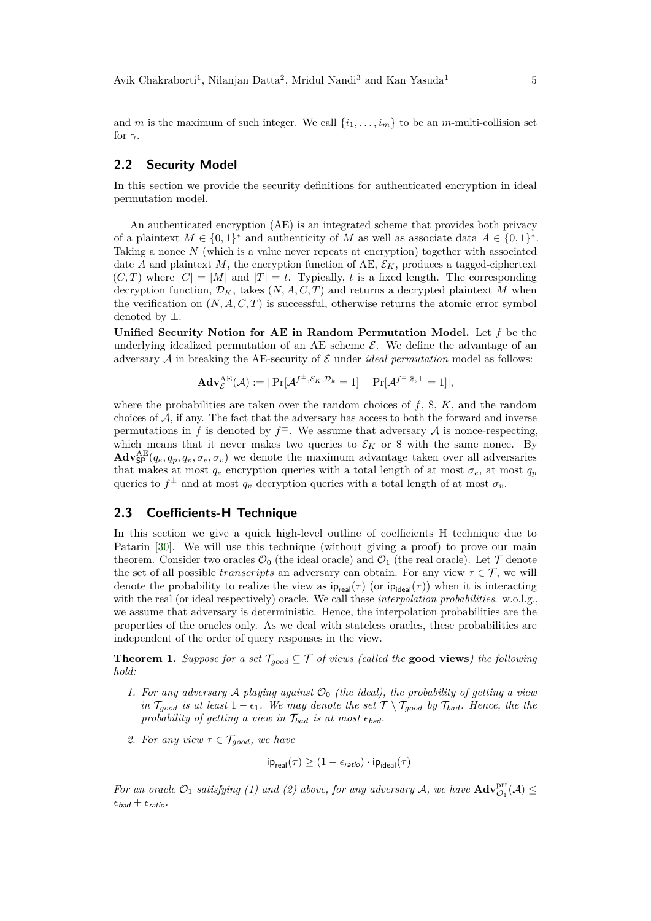and $m$ is the maximum of such integer. We call $\{i_1, \ldots, i_m\}$ to be an $m$-multi-collision set for $\gamma$.

## 2.2 Security Model

In this section we provide the security definitions for authenticated encryption in ideal permutation model.

An authenticated encryption (AE) is an integrated scheme that provides both privacy of a plaintext $M \in \{0,1\}^*$ and authenticity of $M$ as well as associate data $A \in \{0,1\}^*$. Taking a nonce $N$ (which is a value never repeats at encryption) together with associated date $A$ and plaintext $M$, the encryption function of AE, $\mathcal{E}_K$, produces a tagged-ciphertext $(C, T)$ where $|C| = |M|$ and $|T| = t$. Typically, $t$ is a fixed length. The corresponding decryption function, $\mathcal{D}_K$, takes $(N, A, C, T)$ and returns a decrypted plaintext $M$ when the verification on $(N, A, C, T)$ is successful, otherwise returns the atomic error symbol denoted by $\perp$.

**Unified Security Notion for AE in Random Permutation Model.** Let $f$ be the underlying idealized permutation of an AE scheme $\mathcal{E}$. We define the advantage of an adversary $\mathcal{A}$ in breaking the AE-security of $\mathcal{E}$ under *ideal permutation* model as follows:

$$\mathbf{Adv}^{\mathrm{AE}}_{\mathcal{E}}(\mathcal{A}) := |\Pr[\mathcal{A}^{f^{\pm}, \mathcal{E}_K, \mathcal{D}_k} = 1] - \Pr[\mathcal{A}^{f^{\pm}, \$, \perp} = 1]|,$$

where the probabilities are taken over the random choices of $f$, \$, $K$, and the random choices of $\mathcal{A}$, if any. The fact that the adversary has access to both the forward and inverse permutations in $f$ is denoted by $f^{\pm}$. We assume that adversary $\mathcal{A}$ is nonce-respecting, which means that it never makes two queries to $\mathcal{E}_K$ or \$ with the same nonce. By $\mathbf{Adv}^{\mathrm{AE}}_{\mathsf{SP}}(q_e, q_p, q_v, \sigma_e, \sigma_v)$ we denote the maximum advantage taken over all adversaries that makes at most $q_e$ encryption queries with a total length of at most $\sigma_e$, at most $q_p$ queries to $f^{\pm}$ and at most $q_v$ decryption queries with a total length of at most $\sigma_v$.

## 2.3 Coefficients-H Technique

In this section we give a quick high-level outline of coefficients H technique due to Patarin [30]. We will use this technique (without giving a proof) to prove our main theorem. Consider two oracles $\mathcal{O}_0$ (the ideal oracle) and $\mathcal{O}_1$ (the real oracle). Let $\mathcal{T}$ denote the set of all possible *transcripts* an adversary can obtain. For any view $\tau \in \mathcal{T}$, we will denote the probability to realize the view as $\mathsf{ip}_{\mathsf{real}}(\tau)$ (or $\mathsf{ip}_{\mathsf{ideal}}(\tau)$) when it is interacting with the real (or ideal respectively) oracle. We call these *interpolation probabilities*. w.o.l.g., we assume that adversary is deterministic. Hence, the interpolation probabilities are the properties of the oracles only. As we deal with stateless oracles, these probabilities are independent of the order of query responses in the view.

**Theorem 1.** *Suppose for a set $\mathcal{T}_{good} \subseteq \mathcal{T}$ of views (called the* **good views***) the following hold:*

1. *For any adversary $\mathcal{A}$ playing against $\mathcal{O}_0$ (the ideal), the probability of getting a view in $\mathcal{T}_{good}$ is at least $1 - \epsilon_1$. We may denote the set $\mathcal{T} \setminus \mathcal{T}_{good}$ by $\mathcal{T}_{bad}$. Hence, the the probability of getting a view in $\mathcal{T}_{bad}$ is at most $\epsilon_{\mathit{bad}}$.*
2. *For any view $\tau \in \mathcal{T}_{good}$, we have*

$$\mathsf{ip}_{\mathsf{real}}(\tau) \geq (1 - \epsilon_{\mathit{ratio}}) \cdot \mathsf{ip}_{\mathsf{ideal}}(\tau)$$

*For an oracle $\mathcal{O}_1$ satisfying (1) and (2) above, for any adversary $\mathcal{A}$, we have $\mathbf{Adv}^{\mathrm{prf}}_{\mathcal{O}_1}(\mathcal{A}) \leq \epsilon_{\mathit{bad}} + \epsilon_{\mathit{ratio}}$.*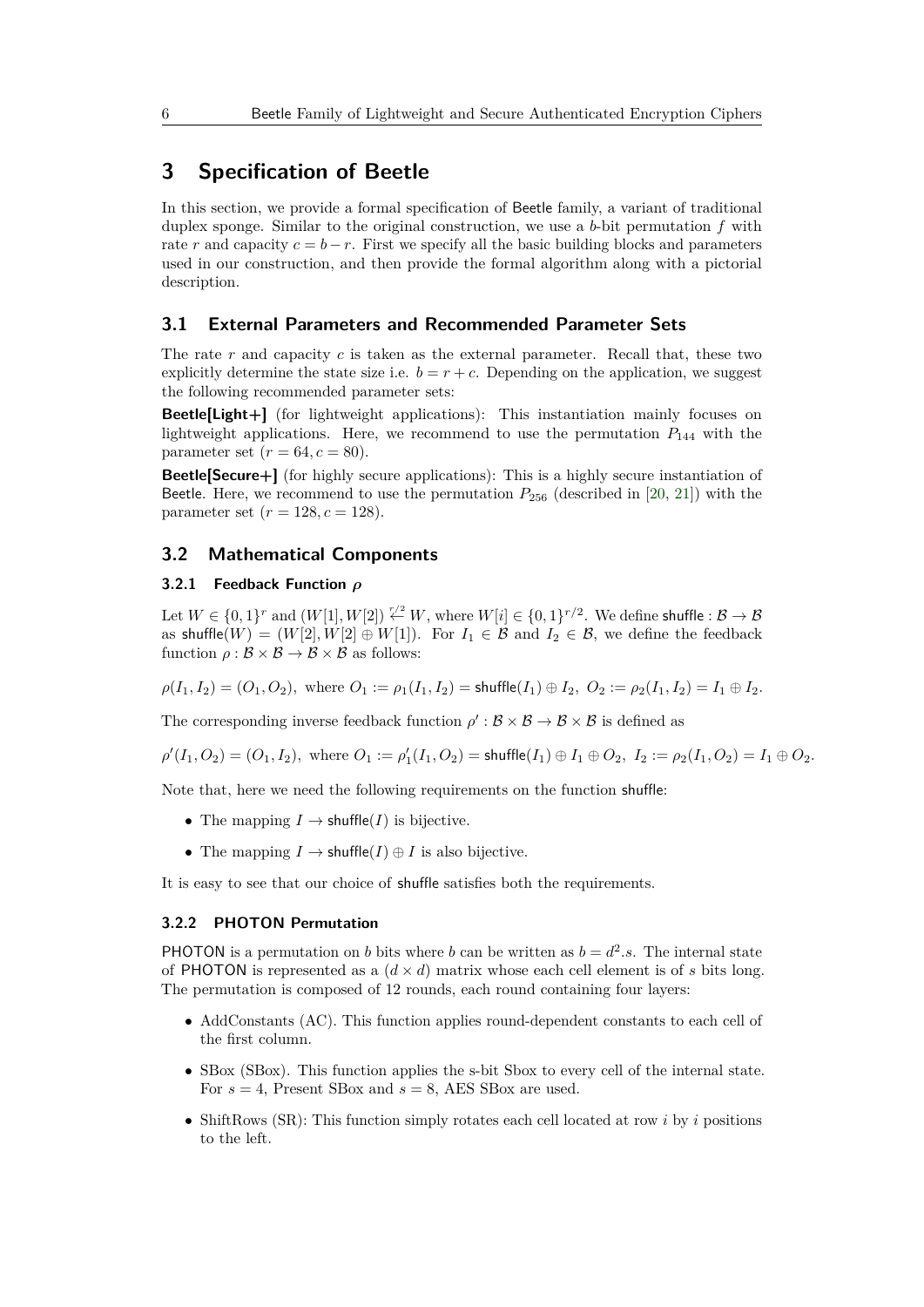# 3 Specification of Beetle

In this section, we provide a formal specification of Beetle family, a variant of traditional duplex sponge. Similar to the original construction, we use a $b$-bit permutation $f$ with rate $r$ and capacity $c = b - r$. First we specify all the basic building blocks and parameters used in our construction, and then provide the formal algorithm along with a pictorial description.

## 3.1 External Parameters and Recommended Parameter Sets

The rate $r$ and capacity $c$ is taken as the external parameter. Recall that, these two explicitly determine the state size i.e. $b = r + c$. Depending on the application, we suggest the following recommended parameter sets:

**Beetle[Light+]** (for lightweight applications): This instantiation mainly focuses on lightweight applications. Here, we recommend to use the permutation $P_{144}$ with the parameter set ($r = 64, c = 80$).

**Beetle[Secure+]** (for highly secure applications): This is a highly secure instantiation of Beetle. Here, we recommend to use the permutation $P_{256}$ (described in [20, 21]) with the parameter set ($r = 128, c = 128$).

## 3.2 Mathematical Components

### 3.2.1 Feedback Function $\rho$

Let $W \in \{0,1\}^r$ and $(W[1], W[2]) \xleftarrow{r/2} W$, where $W[i] \in \{0,1\}^{r/2}$. We define $\mathsf{shuffle} : \mathcal{B} \to \mathcal{B}$ as $\mathsf{shuffle}(W) = (W[2], W[2] \oplus W[1])$. For $I_1 \in \mathcal{B}$ and $I_2 \in \mathcal{B}$, we define the feedback function $\rho : \mathcal{B} \times \mathcal{B} \to \mathcal{B} \times \mathcal{B}$ as follows:

$$\rho(I_1, I_2) = (O_1, O_2), \text{ where } O_1 := \rho_1(I_1, I_2) = \mathsf{shuffle}(I_1) \oplus I_2,\ O_2 := \rho_2(I_1, I_2) = I_1 \oplus I_2.$$

The corresponding inverse feedback function $\rho' : \mathcal{B} \times \mathcal{B} \to \mathcal{B} \times \mathcal{B}$ is defined as

$$\rho'(I_1, O_2) = (O_1, I_2), \text{ where } O_1 := \rho'_1(I_1, O_2) = \mathsf{shuffle}(I_1) \oplus I_1 \oplus O_2,\ I_2 := \rho_2(I_1, O_2) = I_1 \oplus O_2.$$

Note that, here we need the following requirements on the function shuffle:

- The mapping $I \to \mathsf{shuffle}(I)$ is bijective.
- The mapping $I \to \mathsf{shuffle}(I) \oplus I$ is also bijective.

It is easy to see that our choice of shuffle satisfies both the requirements.

### 3.2.2 PHOTON Permutation

PHOTON is a permutation on $b$ bits where $b$ can be written as $b = d^2.s$. The internal state of PHOTON is represented as a $(d \times d)$ matrix whose each cell element is of $s$ bits long. The permutation is composed of 12 rounds, each round containing four layers:

- AddConstants (AC). This function applies round-dependent constants to each cell of the first column.
- SBox (SBox). This function applies the s-bit Sbox to every cell of the internal state. For $s = 4$, Present SBox and $s = 8$, AES SBox are used.
- ShiftRows (SR): This function simply rotates each cell located at row $i$ by $i$ positions to the left.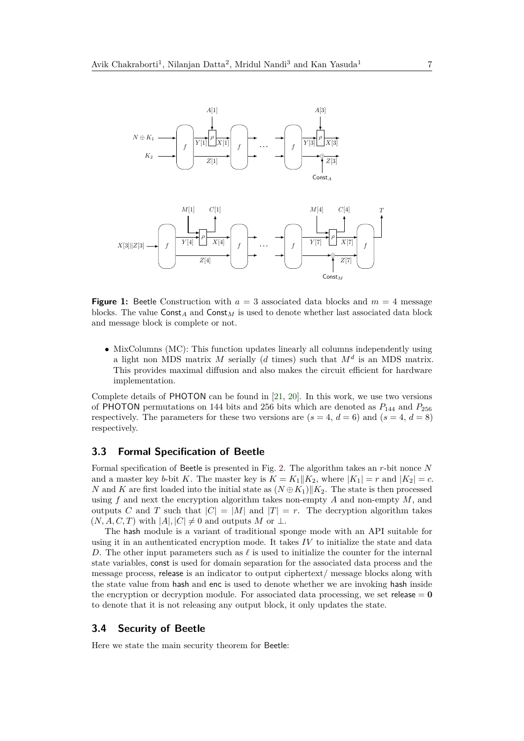**Figure 1:** Beetle Construction with $a = 3$ associated data blocks and $m = 4$ message blocks. The value $\mathsf{Const}_A$ and $\mathsf{Const}_M$ is used to denote whether last associated data block and message block is complete or not.

- MixColumns (MC): This function updates linearly all columns independently using a light non MDS matrix $M$ serially ($d$ times) such that $M^d$ is an MDS matrix. This provides maximal diffusion and also makes the circuit efficient for hardware implementation.

Complete details of PHOTON can be found in [21, 20]. In this work, we use two versions of PHOTON permutations on 144 bits and 256 bits which are denoted as $P_{144}$ and $P_{256}$ respectively. The parameters for these two versions are ($s = 4$, $d = 6$) and ($s = 4$, $d = 8$) respectively.

### 3.3 Formal Specification of Beetle

Formal specification of Beetle is presented in Fig. 2. The algorithm takes an $r$-bit nonce $N$ and a master key $b$-bit $K$. The master key is $K = K_1 \| K_2$, where $|K_1| = r$ and $|K_2| = c$. $N$ and $K$ are first loaded into the initial state as $(N \oplus K_1) \| K_2$. The state is then processed using $f$ and next the encryption algorithm takes non-empty $A$ and non-empty $M$, and outputs $C$ and $T$ such that $|C| = |M|$ and $|T| = r$. The decryption algorithm takes $(N, A, C, T)$ with $|A|, |C| \neq 0$ and outputs $M$ or $\perp$.

The hash module is a variant of traditional sponge mode with an API suitable for using it in an authenticated encryption mode. It takes $IV$ to initialize the state and data $D$. The other input parameters such as $\ell$ is used to initialize the counter for the internal state variables, const is used for domain separation for the associated data process and the message process, release is an indicator to output ciphertext/ message blocks along with the state value from hash and enc is used to denote whether we are invoking hash inside the encryption or decryption module. For associated data processing, we set release $= \mathbf{0}$ to denote that it is not releasing any output block, it only updates the state.

### 3.4 Security of Beetle

Here we state the main security theorem for Beetle: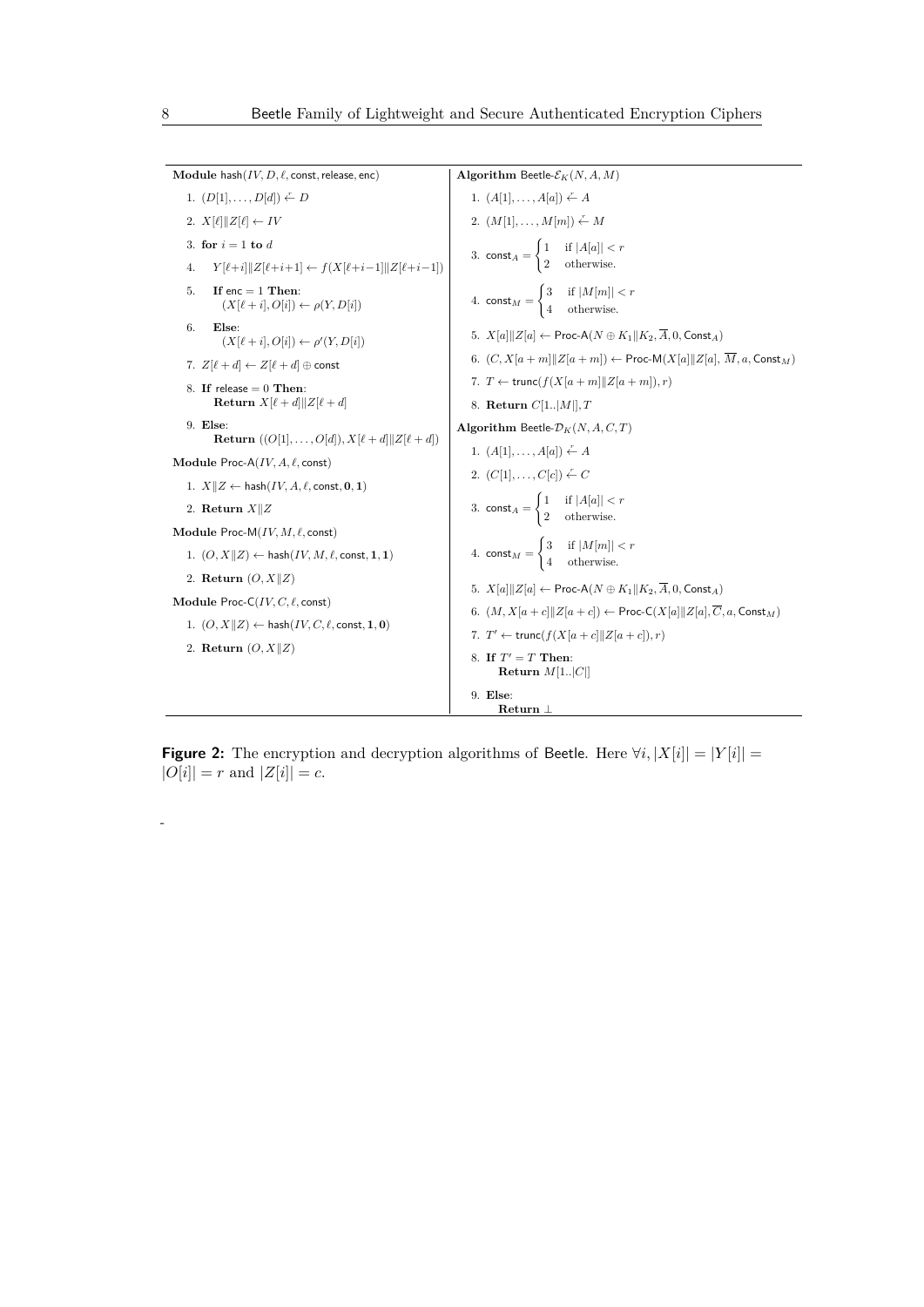**Module** hash$(IV, D, \ell, \mathsf{const}, \mathsf{release}, \mathsf{enc})$

1. $(D[1], \ldots, D[d]) \xleftarrow{r} D$
2. $X[\ell] \| Z[\ell] \leftarrow IV$
3. **for** $i = 1$ **to** $d$
4. $\quad Y[\ell{+}i] \| Z[\ell{+}i{+}1] \leftarrow f(X[\ell{+}i{-}1] \| Z[\ell{+}i{-}1])$
5. $\quad$ **If** $\mathsf{enc} = 1$ **Then**: $(X[\ell + i], O[i]) \leftarrow \rho(Y, D[i])$
6. $\quad$ **Else**: $(X[\ell + i], O[i]) \leftarrow \rho'(Y, D[i])$
7. $Z[\ell + d] \leftarrow Z[\ell + d] \oplus \mathsf{const}$
8. **If** $\mathsf{release} = 0$ **Then**: **Return** $X[\ell + d] \| Z[\ell + d]$
9. **Else**: **Return** $((O[1], \ldots, O[d]), X[\ell + d] \| Z[\ell + d])$

**Module** Proc-A$(IV, A, \ell, \mathsf{const})$

1. $X \| Z \leftarrow \mathsf{hash}(IV, A, \ell, \mathsf{const}, \mathbf{0}, \mathbf{1})$
2. **Return** $X \| Z$

**Module** Proc-M$(IV, M, \ell, \mathsf{const})$

1. $(O, X \| Z) \leftarrow \mathsf{hash}(IV, M, \ell, \mathsf{const}, \mathbf{1}, \mathbf{1})$
2. **Return** $(O, X \| Z)$

**Module** Proc-C$(IV, C, \ell, \mathsf{const})$

1. $(O, X \| Z) \leftarrow \mathsf{hash}(IV, C, \ell, \mathsf{const}, \mathbf{1}, \mathbf{0})$
2. **Return** $(O, X \| Z)$

**Algorithm** Beetle-$\mathcal{E}_K(N, A, M)$

1. $(A[1], \ldots, A[a]) \xleftarrow{r} A$
2. $(M[1], \ldots, M[m]) \xleftarrow{r} M$
3. $\mathsf{const}_A = \begin{cases} 1 & \text{if } |A[a]| < r \\ 2 & \text{otherwise.} \end{cases}$
4. $\mathsf{const}_M = \begin{cases} 3 & \text{if } |M[m]| < r \\ 4 & \text{otherwise.} \end{cases}$
5. $X[a] \| Z[a] \leftarrow \mathsf{Proc\text{-}A}(N \oplus K_1 \| K_2, \overline{A}, 0, \mathsf{Const}_A)$
6. $(C, X[a + m] \| Z[a + m]) \leftarrow \mathsf{Proc\text{-}M}(X[a] \| Z[a], \overline{M}, a, \mathsf{Const}_M)$
7. $T \leftarrow \mathsf{trunc}(f(X[a + m] \| Z[a + m]), r)$
8. **Return** $C[1..|M|], T$

**Algorithm** Beetle-$\mathcal{D}_K(N, A, C, T)$

1. $(A[1], \ldots, A[a]) \xleftarrow{r} A$
2. $(C[1], \ldots, C[c]) \xleftarrow{r} C$
3. $\mathsf{const}_A = \begin{cases} 1 & \text{if } |A[a]| < r \\ 2 & \text{otherwise.} \end{cases}$
4. $\mathsf{const}_M = \begin{cases} 3 & \text{if } |M[m]| < r \\ 4 & \text{otherwise.} \end{cases}$
5. $X[a] \| Z[a] \leftarrow \mathsf{Proc\text{-}A}(N \oplus K_1 \| K_2, \overline{A}, 0, \mathsf{Const}_A)$
6. $(M, X[a + c] \| Z[a + c]) \leftarrow \mathsf{Proc\text{-}C}(X[a] \| Z[a], \overline{C}, a, \mathsf{Const}_M)$
7. $T' \leftarrow \mathsf{trunc}(f(X[a + c] \| Z[a + c]), r)$
8. **If** $T' = T$ **Then**: **Return** $M[1..|C|]$
9. **Else**: **Return** $\perp$

**Figure 2:** The encryption and decryption algorithms of Beetle. Here $\forall i, |X[i]| = |Y[i]| = |O[i]| = r$ and $|Z[i]| = c$.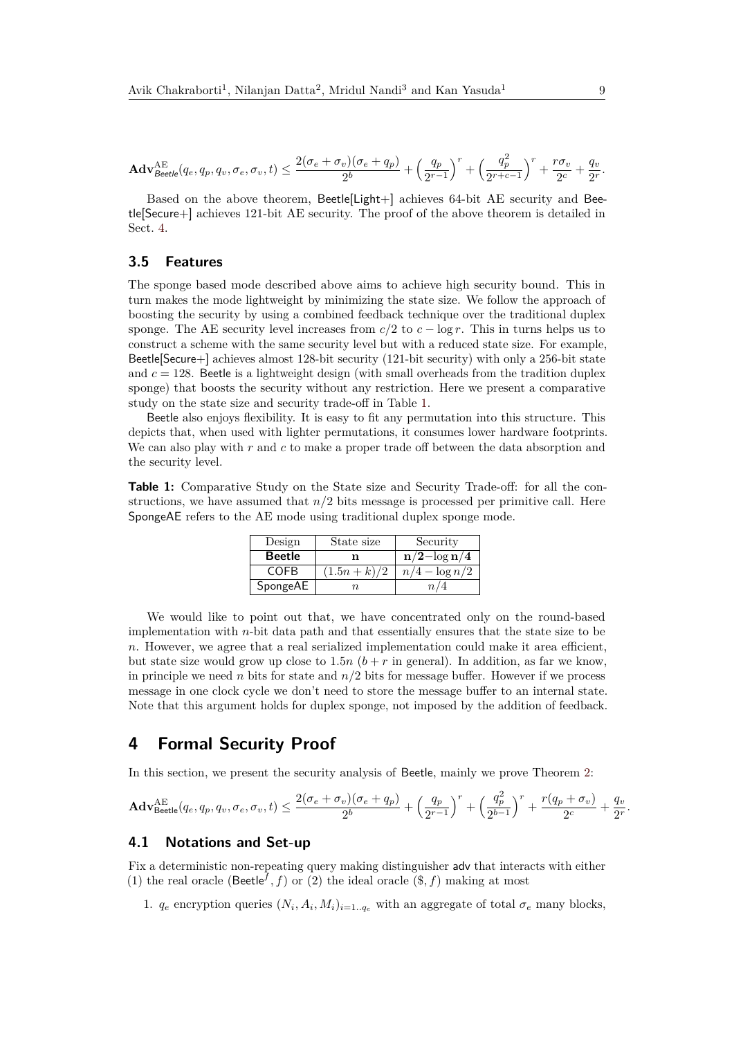$$\mathbf{Adv}^{\mathrm{AE}}_{\mathsf{Beetle}}(q_e, q_p, q_v, \sigma_e, \sigma_v, t) \leq \frac{2(\sigma_e + \sigma_v)(\sigma_e + q_p)}{2^b} + \Big(\frac{q_p}{2^{r-1}}\Big)^r + \Big(\frac{q_p^2}{2^{r+c-1}}\Big)^r + \frac{r\sigma_v}{2^c} + \frac{q_v}{2^r}.$$

Based on the above theorem, Beetle[Light+] achieves 64-bit AE security and Beetle[Secure+] achieves 121-bit AE security. The proof of the above theorem is detailed in Sect. 4.

### 3.5 Features

The sponge based mode described above aims to achieve high security bound. This in turn makes the mode lightweight by minimizing the state size. We follow the approach of boosting the security by using a combined feedback technique over the traditional duplex sponge. The AE security level increases from $c/2$ to $c - \log r$. This in turns helps us to construct a scheme with the same security level but with a reduced state size. For example, Beetle[Secure+] achieves almost 128-bit security (121-bit security) with only a 256-bit state and $c = 128$. Beetle is a lightweight design (with small overheads from the tradition duplex sponge) that boosts the security without any restriction. Here we present a comparative study on the state size and security trade-off in Table 1.

Beetle also enjoys flexibility. It is easy to fit any permutation into this structure. This depicts that, when used with lighter permutations, it consumes lower hardware footprints. We can also play with $r$ and $c$ to make a proper trade off between the data absorption and the security level.

**Table 1:** Comparative Study on the State size and Security Trade-off: for all the constructions, we have assumed that $n/2$ bits message is processed per primitive call. Here SpongeAE refers to the AE mode using traditional duplex sponge mode.

| Design | State size | Security |
|---|---|---|
| **Beetle** | $\mathbf{n}$ | $\mathbf{n/2 - \log n/4}$ |
| COFB | $(1.5n + k)/2$ | $n/4 - \log n/2$ |
| SpongeAE | $n$ | $n/4$ |

We would like to point out that, we have concentrated only on the round-based implementation with $n$-bit data path and that essentially ensures that the state size to be $n$. However, we agree that a real serialized implementation could make it area efficient, but state size would grow up close to $1.5n$ ($b + r$ in general). In addition, as far we know, in principle we need $n$ bits for state and $n/2$ bits for message buffer. However if we process message in one clock cycle we don't need to store the message buffer to an internal state. Note that this argument holds for duplex sponge, not imposed by the addition of feedback.

## 4 Formal Security Proof

In this section, we present the security analysis of Beetle, mainly we prove Theorem 2:

$$\mathbf{Adv}^{\mathrm{AE}}_{\mathsf{Beetle}}(q_e, q_p, q_v, \sigma_e, \sigma_v, t) \leq \frac{2(\sigma_e + \sigma_v)(\sigma_e + q_p)}{2^b} + \Big(\frac{q_p}{2^{r-1}}\Big)^r + \Big(\frac{q_p^2}{2^{b-1}}\Big)^r + \frac{r(q_p + \sigma_v)}{2^c} + \frac{q_v}{2^r}.$$

### 4.1 Notations and Set-up

Fix a deterministic non-repeating query making distinguisher adv that interacts with either (1) the real oracle ($\mathsf{Beetle}^f, f$) or (2) the ideal oracle ($\$, f$) making at most

1. $q_e$ encryption queries $(N_i, A_i, M_i)_{i=1..q_e}$ with an aggregate of total $\sigma_e$ many blocks,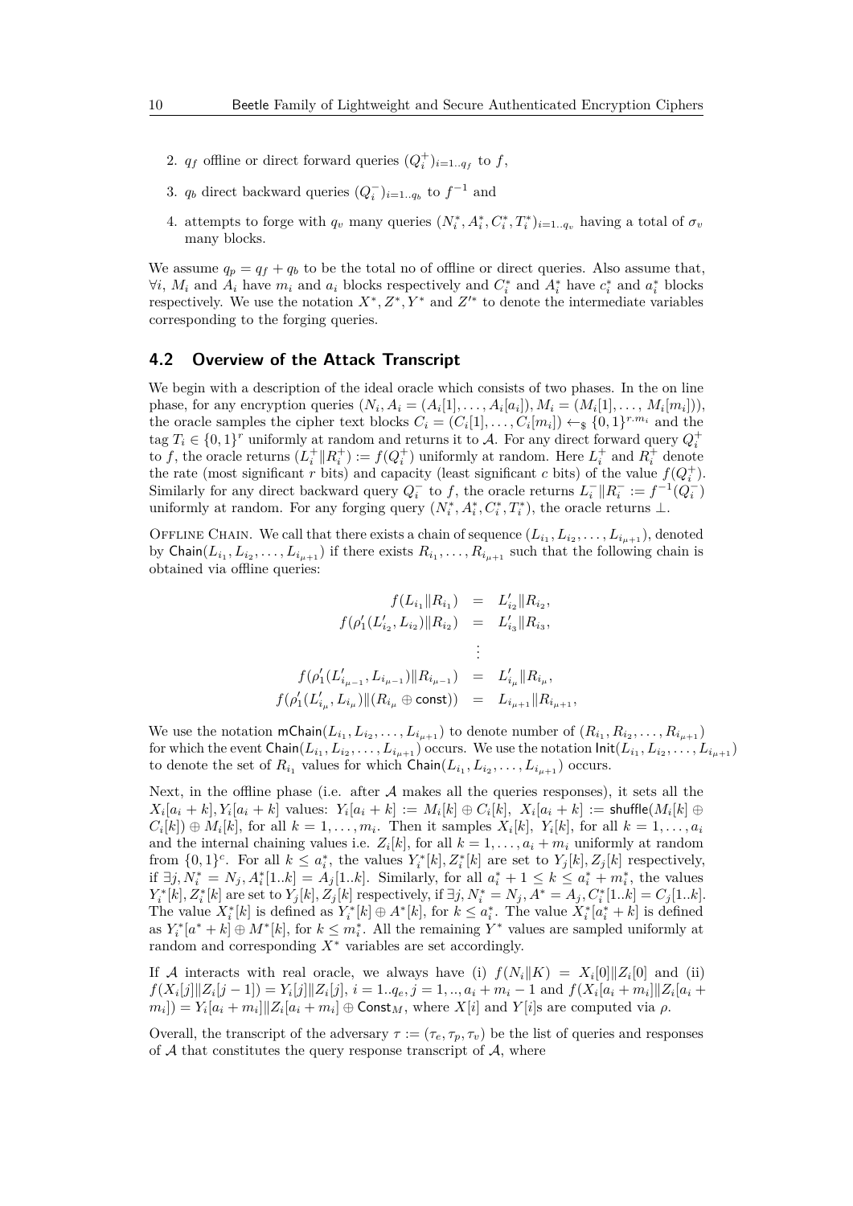2. $q_f$ offline or direct forward queries $(Q_i^+)_{i=1..q_f}$ to $f$,

3. $q_b$ direct backward queries $(Q_i^-)_{i=1..q_b}$ to $f^{-1}$ and

4. attempts to forge with $q_v$ many queries $(N_i^*, A_i^*, C_i^*, T_i^*)_{i=1..q_v}$ having a total of $\sigma_v$ many blocks.

We assume $q_p = q_f + q_b$ to be the total no of offline or direct queries. Also assume that, $\forall i$, $M_i$ and $A_i$ have $m_i$ and $a_i$ blocks respectively and $C_i^*$ and $A_i^*$ have $c_i^*$ and $a_i^*$ blocks respectively. We use the notation $X^*, Z^*, Y^*$ and $Z'^*$ to denote the intermediate variables corresponding to the forging queries.

## 4.2 Overview of the Attack Transcript

We begin with a description of the ideal oracle which consists of two phases. In the on line phase, for any encryption queries $(N_i, A_i = (A_i[1], \ldots, A_i[a_i]), M_i = (M_i[1], \ldots, M_i[m_i]))$, the oracle samples the cipher text blocks $C_i = (C_i[1], \ldots, C_i[m_i]) \leftarrow_{\$} \{0,1\}^{r \cdot m_i}$ and the tag $T_i \in \{0,1\}^r$ uniformly at random and returns it to $\mathcal{A}$. For any direct forward query $Q_i^+$ to $f$, the oracle returns $(L_i^+ \| R_i^+) := f(Q_i^+)$ uniformly at random. Here $L_i^+$ and $R_i^+$ denote the rate (most significant $r$ bits) and capacity (least significant $c$ bits) of the value $f(Q_i^+)$. Similarly for any direct backward query $Q_i^-$ to $f$, the oracle returns $L_i^- \| R_i^- := f^{-1}(Q_i^-)$ uniformly at random. For any forging query $(N_i^*, A_i^*, C_i^*, T_i^*)$, the oracle returns $\perp$.

Offline Chain. We call that there exists a chain of sequence $(L_{i_1}, L_{i_2}, \ldots, L_{i_{\mu+1}})$, denoted by $\mathsf{Chain}(L_{i_1}, L_{i_2}, \ldots, L_{i_{\mu+1}})$ if there exists $R_{i_1}, \ldots, R_{i_{\mu+1}}$ such that the following chain is obtained via offline queries:

$$
\begin{aligned}
f(L_{i_1} \| R_{i_1}) &= L'_{i_2} \| R_{i_2}, \\
f(\rho'_1(L'_{i_2}, L_{i_2}) \| R_{i_2}) &= L'_{i_3} \| R_{i_3}, \\
&\vdots \\
f(\rho'_1(L'_{i_{\mu-1}}, L_{i_{\mu-1}}) \| R_{i_{\mu-1}}) &= L'_{i_\mu} \| R_{i_\mu}, \\
f(\rho'_1(L'_{i_\mu}, L_{i_\mu}) \| (R_{i_\mu} \oplus \mathsf{const})) &= L_{i_{\mu+1}} \| R_{i_{\mu+1}},
\end{aligned}
$$

We use the notation $\mathsf{mChain}(L_{i_1}, L_{i_2}, \ldots, L_{i_{\mu+1}})$ to denote number of $(R_{i_1}, R_{i_2}, \ldots, R_{i_{\mu+1}})$ for which the event $\mathsf{Chain}(L_{i_1}, L_{i_2}, \ldots, L_{i_{\mu+1}})$ occurs. We use the notation $\mathsf{Init}(L_{i_1}, L_{i_2}, \ldots, L_{i_{\mu+1}})$ to denote the set of $R_{i_1}$ values for which $\mathsf{Chain}(L_{i_1}, L_{i_2}, \ldots, L_{i_{\mu+1}})$ occurs.

Next, in the offline phase (i.e. after $\mathcal{A}$ makes all the queries responses), it sets all the $X_i[a_i + k], Y_i[a_i + k]$ values: $Y_i[a_i + k] := M_i[k] \oplus C_i[k]$, $X_i[a_i + k] := \mathsf{shuffle}(M_i[k] \oplus C_i[k]) \oplus M_i[k]$, for all $k = 1, \ldots, m_i$. Then it samples $X_i[k]$, $Y_i[k]$, for all $k = 1, \ldots, a_i$ and the internal chaining values i.e. $Z_i[k]$, for all $k = 1, \ldots, a_i + m_i$ uniformly at random from $\{0,1\}^c$. For all $k \leq a_i^*$, the values $Y_i^*[k], Z_i^*[k]$ are set to $Y_j[k], Z_j[k]$ respectively, if $\exists j, N_i^* = N_j, A_i^*[1..k] = A_j[1..k]$. Similarly, for all $a_i^* + 1 \leq k \leq a_i^* + m_i^*$, the values $Y_i^*[k], Z_i^*[k]$ are set to $Y_j[k], Z_j[k]$ respectively, if $\exists j, N_i^* = N_j, A^* = A_j, C_i^*[1..k] = C_j[1..k]$. The value $X_i^*[k]$ is defined as $Y_i^*[k] \oplus A^*[k]$, for $k \leq a_i^*$. The value $X_i^*[a_i^* + k]$ is defined as $Y_i^*[a^* + k] \oplus M^*[k]$, for $k \leq m_i^*$. All the remaining $Y^*$ values are sampled uniformly at random and corresponding $X^*$ variables are set accordingly.

If $\mathcal{A}$ interacts with real oracle, we always have (i) $f(N_i \| K) = X_i[0] \| Z_i[0]$ and (ii) $f(X_i[j] \| Z_i[j-1]) = Y_i[j] \| Z_i[j]$, $i = 1..q_e, j = 1, .., a_i + m_i - 1$ and $f(X_i[a_i + m_i] \| Z_i[a_i + m_i]) = Y_i[a_i + m_i] \| Z_i[a_i + m_i] \oplus \mathsf{Const}_M$, where $X[i]$ and $Y[i]$s are computed via $\rho$.

Overall, the transcript of the adversary $\tau := (\tau_e, \tau_p, \tau_v)$ be the list of queries and responses of $\mathcal{A}$ that constitutes the query response transcript of $\mathcal{A}$, where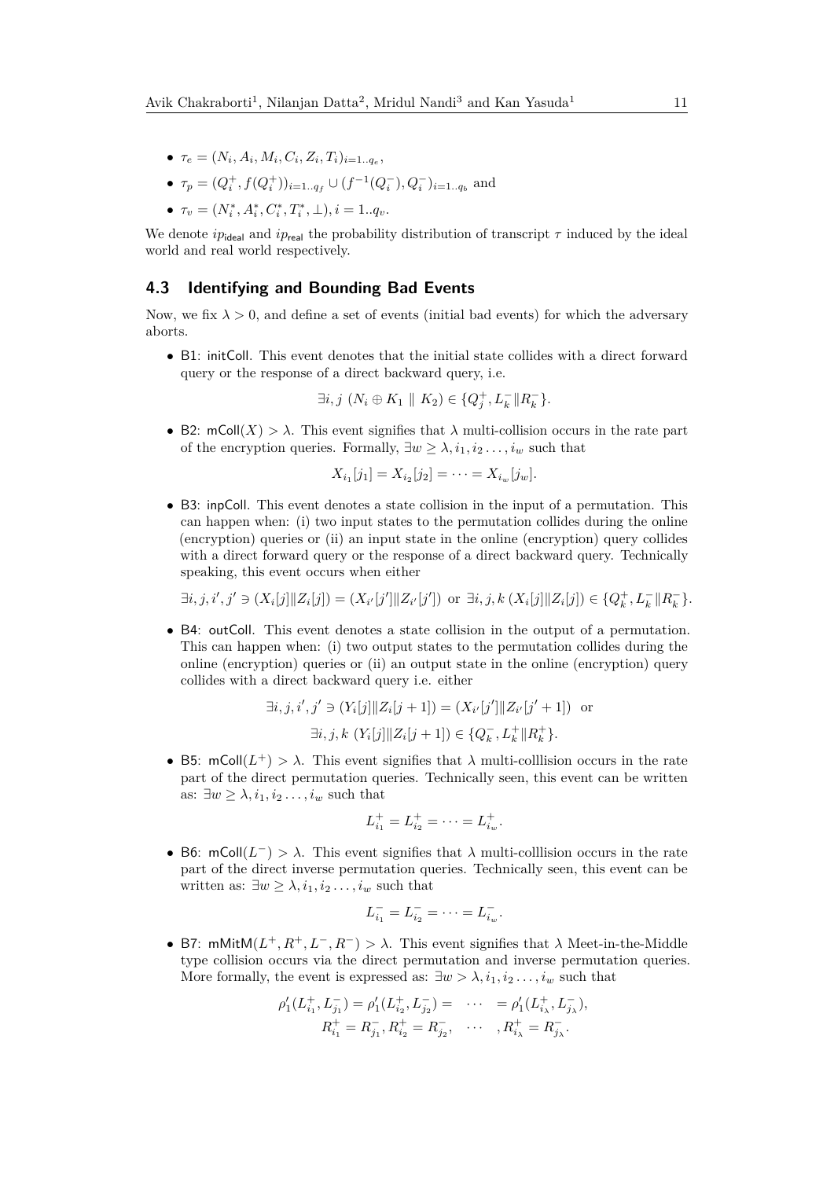- $\tau_e = (N_i, A_i, M_i, C_i, Z_i, T_i)_{i=1..q_e}$,
- $\tau_p = (Q_i^+, f(Q_i^+))_{i=1..q_f} \cup (f^{-1}(Q_i^-), Q_i^-)_{i=1..q_b}$ and
- $\tau_v = (N_i^*, A_i^*, C_i^*, T_i^*, \perp), i = 1..q_v$.

We denote $ip_{\mathsf{ideal}}$ and $ip_{\mathsf{real}}$ the probability distribution of transcript $\tau$ induced by the ideal world and real world respectively.

## 4.3 Identifying and Bounding Bad Events

Now, we fix $\lambda > 0$, and define a set of events (initial bad events) for which the adversary aborts.

- B1: initColl. This event denotes that the initial state collides with a direct forward query or the response of a direct backward query, i.e.

$$\exists i, j \ (N_i \oplus K_1 \parallel K_2) \in \{Q_j^+, L_k^- \| R_k^-\}.$$

- B2: $\mathsf{mColl}(X) > \lambda$. This event signifies that $\lambda$ multi-collision occurs in the rate part of the encryption queries. Formally, $\exists w \geq \lambda, i_1, i_2 \ldots, i_w$ such that

$$X_{i_1}[j_1] = X_{i_2}[j_2] = \cdots = X_{i_w}[j_w].$$

- B3: inpColl. This event denotes a state collision in the input of a permutation. This can happen when: (i) two input states to the permutation collides during the online (encryption) queries or (ii) an input state in the online (encryption) query collides with a direct forward query or the response of a direct backward query. Technically speaking, this event occurs when either

$$\exists i, j, i', j' \ni (X_i[j] \| Z_i[j]) = (X_{i'}[j'] \| Z_{i'}[j']) \text{ or } \exists i, j, k \ (X_i[j] \| Z_i[j]) \in \{Q_k^+, L_k^- \| R_k^-\}.$$

- B4: outColl. This event denotes a state collision in the output of a permutation. This can happen when: (i) two output states to the permutation collides during the online (encryption) queries or (ii) an output state in the online (encryption) query collides with a direct backward query i.e. either

$$\exists i, j, i', j' \ni (Y_i[j] \| Z_i[j+1]) = (X_{i'}[j'] \| Z_{i'}[j'+1]) \quad \text{or}$$

$$\exists i, j, k \ (Y_i[j] \| Z_i[j+1]) \in \{Q_k^-, L_k^+ \| R_k^+\}.$$

- B5: $\mathsf{mColl}(L^+) > \lambda$. This event signifies that $\lambda$ multi-colllision occurs in the rate part of the direct permutation queries. Technically seen, this event can be written as: $\exists w \geq \lambda, i_1, i_2 \ldots, i_w$ such that

$$L_{i_1}^+ = L_{i_2}^+ = \cdots = L_{i_w}^+.$$

- B6: $\mathsf{mColl}(L^-) > \lambda$. This event signifies that $\lambda$ multi-colllision occurs in the rate part of the direct inverse permutation queries. Technically seen, this event can be written as: $\exists w \geq \lambda, i_1, i_2 \ldots, i_w$ such that

$$L_{i_1}^- = L_{i_2}^- = \cdots = L_{i_w}^-.$$

- B7: $\mathsf{mMitM}(L^+, R^+, L^-, R^-) > \lambda$. This event signifies that $\lambda$ Meet-in-the-Middle type collision occurs via the direct permutation and inverse permutation queries. More formally, the event is expressed as: $\exists w > \lambda, i_1, i_2 \ldots, i_w$ such that

$$\rho_1'(L_{i_1}^+, L_{j_1}^-) = \rho_1'(L_{i_2}^+, L_{j_2}^-) = \quad \cdots \quad = \rho_1'(L_{i_\lambda}^+, L_{j_\lambda}^-),$$
$$R_{i_1}^+ = R_{j_1}^-, R_{i_2}^+ = R_{j_2}^-, \quad \cdots \quad , R_{i_\lambda}^+ = R_{j_\lambda}^-.$$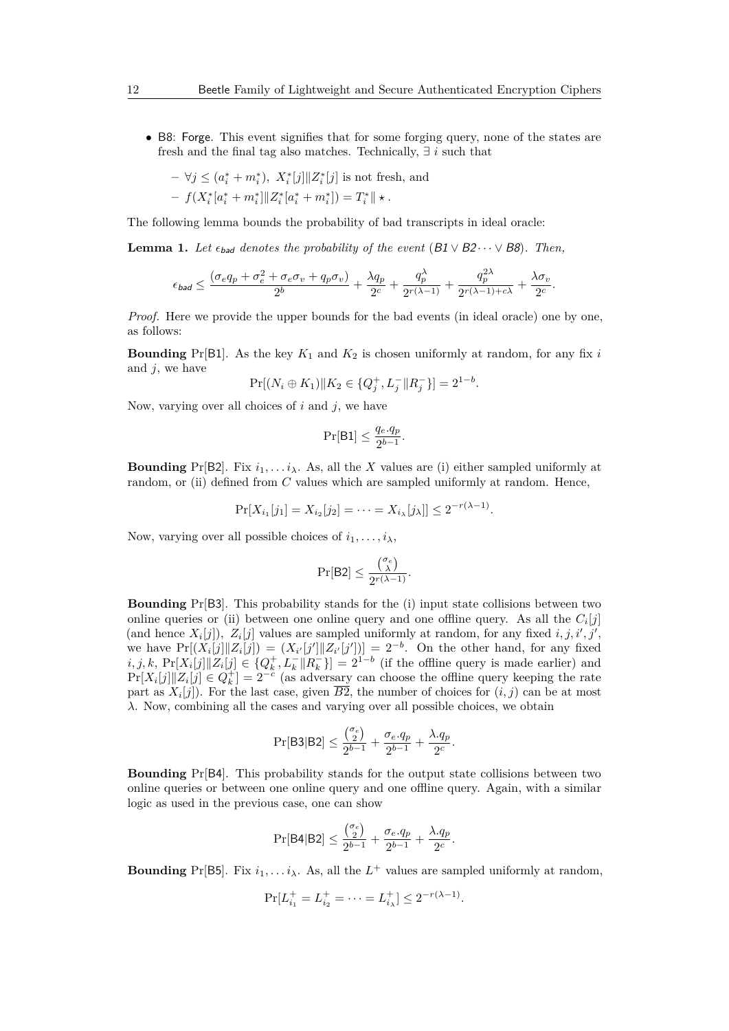- B8: Forge. This event signifies that for some forging query, none of the states are fresh and the final tag also matches. Technically, $\exists\ i$ such that
  - $\forall j \le (a_i^* + m_i^*)$, $X_i^*[j] \| Z_i^*[j]$ is not fresh, and
  - $f(X_i^*[a_i^* + m_i^*] \| Z_i^*[a_i^* + m_i^*]) = T_i^* \| \star$.

The following lemma bounds the probability of bad transcripts in ideal oracle:

**Lemma 1.** *Let $\epsilon_{\mathsf{bad}}$ denotes the probability of the event ($\mathsf{B1} \vee \mathsf{B2} \cdots \vee \mathsf{B8}$). Then,*

$$\epsilon_{\mathsf{bad}} \le \frac{(\sigma_e q_p + \sigma_e^2 + \sigma_e \sigma_v + q_p \sigma_v)}{2^b} + \frac{\lambda q_p}{2^c} + \frac{q_p^\lambda}{2^{r(\lambda-1)}} + \frac{q_p^{2\lambda}}{2^{r(\lambda-1)+c\lambda}} + \frac{\lambda \sigma_v}{2^c}.$$

*Proof.* Here we provide the upper bounds for the bad events (in ideal oracle) one by one, as follows:

**Bounding** $\Pr[\mathsf{B1}]$. As the key $K_1$ and $K_2$ is chosen uniformly at random, for any fix $i$ and $j$, we have

$$\Pr[(N_i \oplus K_1) \| K_2 \in \{Q_j^+, L_j^- \| R_j^-\}] = 2^{1-b}.$$

Now, varying over all choices of $i$ and $j$, we have

$$\Pr[\mathsf{B1}] \le \frac{q_e . q_p}{2^{b-1}}.$$

**Bounding** $\Pr[\mathsf{B2}]$. Fix $i_1, \ldots i_\lambda$. As, all the $X$ values are (i) either sampled uniformly at random, or (ii) defined from $C$ values which are sampled uniformly at random. Hence,

$$\Pr[X_{i_1}[j_1] = X_{i_2}[j_2] = \cdots = X_{i_\lambda}[j_\lambda]] \le 2^{-r(\lambda-1)}.$$

Now, varying over all possible choices of $i_1, \ldots, i_\lambda$,

$$\Pr[\mathsf{B2}] \le \frac{\binom{\sigma_e}{\lambda}}{2^{r(\lambda-1)}}.$$

**Bounding** $\Pr[\mathsf{B3}]$. This probability stands for the (i) input state collisions between two online queries or (ii) between one online query and one offline query. As all the $C_i[j]$ (and hence $X_i[j]$), $Z_i[j]$ values are sampled uniformly at random, for any fixed $i, j, i', j'$, we have $\Pr[(X_i[j] \| Z_i[j]) = (X_{i'}[j'] \| Z_{i'}[j'])] = 2^{-b}$. On the other hand, for any fixed $i, j, k$, $\Pr[X_i[j] \| Z_i[j] \in \{Q_k^+, L_k^- \| R_k^-\}] = 2^{1-b}$ (if the offline query is made earlier) and $\Pr[X_i[j] \| Z_i[j] \in Q_k^+] = 2^{-c}$ (as adversary can choose the offline query keeping the rate part as $X_i[j]$). For the last case, given $\overline{B2}$, the number of choices for $(i, j)$ can be at most $\lambda$. Now, combining all the cases and varying over all possible choices, we obtain

$$\Pr[\mathsf{B3}|\mathsf{B2}] \le \frac{\binom{\sigma_e}{2}}{2^{b-1}} + \frac{\sigma_e . q_p}{2^{b-1}} + \frac{\lambda . q_p}{2^c}.$$

**Bounding** $\Pr[\mathsf{B4}]$. This probability stands for the output state collisions between two online queries or between one online query and one offline query. Again, with a similar logic as used in the previous case, one can show

$$\Pr[\mathsf{B4}|\mathsf{B2}] \le \frac{\binom{\sigma_e}{2}}{2^{b-1}} + \frac{\sigma_e . q_p}{2^{b-1}} + \frac{\lambda . q_p}{2^c}.$$

**Bounding** $\Pr[\mathsf{B5}]$. Fix $i_1, \ldots i_\lambda$. As, all the $L^+$ values are sampled uniformly at random,

$$\Pr[L_{i_1}^+ = L_{i_2}^+ = \cdots = L_{i_\lambda}^+] \le 2^{-r(\lambda-1)}.$$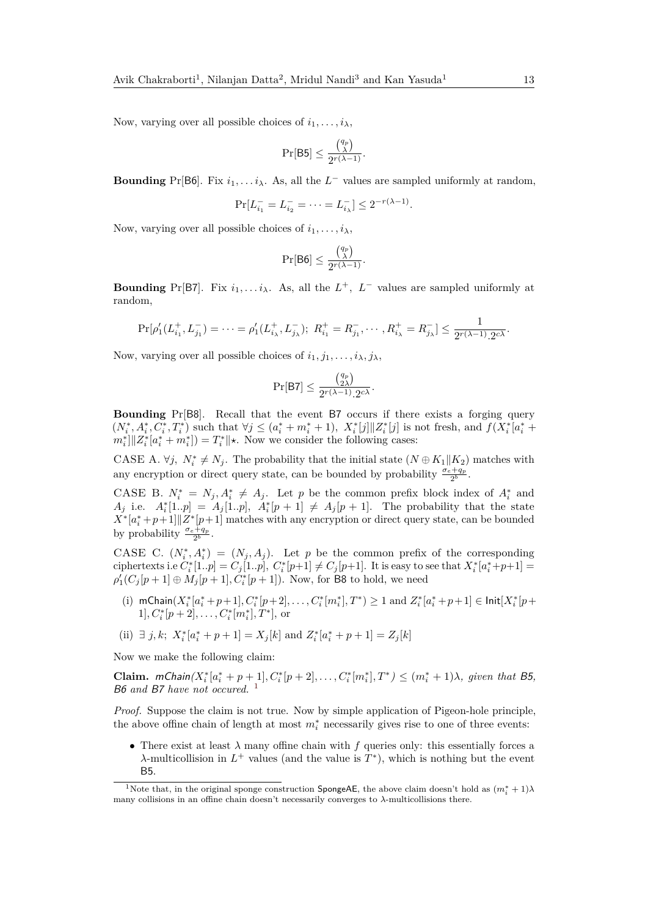Now, varying over all possible choices of $i_1, \ldots, i_\lambda$,

$$\Pr[\mathsf{B5}] \leq \frac{\binom{q_p}{\lambda}}{2^{r(\lambda-1)}}.$$

**Bounding** $\Pr[\mathsf{B6}]$. Fix $i_1, \ldots i_\lambda$. As, all the $L^-$ values are sampled uniformly at random,

$$\Pr[L^-_{i_1} = L^-_{i_2} = \cdots = L^-_{i_\lambda}] \leq 2^{-r(\lambda-1)}.$$

Now, varying over all possible choices of $i_1, \ldots, i_\lambda$,

$$\Pr[\mathsf{B6}] \leq \frac{\binom{q_p}{\lambda}}{2^{r(\lambda-1)}}.$$

**Bounding** $\Pr[\mathsf{B7}]$. Fix $i_1, \ldots i_\lambda$. As, all the $L^+$, $L^-$ values are sampled uniformly at random,

$$\Pr[\rho'_1(L^+_{i_1}, L^-_{j_1}) = \cdots = \rho'_1(L^+_{i_\lambda}, L^-_{j_\lambda});\ R^+_{i_1} = R^-_{j_1}, \cdots, R^+_{i_\lambda} = R^-_{j_\lambda}] \leq \frac{1}{2^{r(\lambda-1)}.2^{c\lambda}}.$$

Now, varying over all possible choices of $i_1, j_1, \ldots, i_\lambda, j_\lambda$,

$$\Pr[\mathsf{B7}] \leq \frac{\binom{q_p}{2\lambda}}{2^{r(\lambda-1)}.2^{c\lambda}}.$$

**Bounding** $\Pr[\mathsf{B8}]$. Recall that the event $\mathsf{B7}$ occurs if there exists a forging query $(N^*_i, A^*_i, C^*_i, T^*_i)$ such that $\forall j \leq (a^*_i + m^*_i + 1)$, $X^*_i[j] \| Z^*_i[j]$ is not fresh, and $f(X^*_i[a^*_i + m^*_i] \| Z^*_i[a^*_i + m^*_i]) = T^*_i \| \star$. Now we consider the following cases:

CASE A. $\forall j$, $N^*_i \neq N_j$. The probability that the initial state $(N \oplus K_1 \| K_2)$ matches with any encryption or direct query state, can be bounded by probability $\frac{\sigma_e + q_p}{2^b}$.

CASE B. $N^*_i = N_j, A^*_i \neq A_j$. Let $p$ be the common prefix block index of $A^*_i$ and $A_j$ i.e. $A^*_i[1..p] = A_j[1..p]$, $A^*_i[p+1] \neq A_j[p+1]$. The probability that the state $X^*[a^*_i + p+1] \| Z^*[p+1]$ matches with any encryption or direct query state, can be bounded by probability $\frac{\sigma_e + q_p}{2^b}$.

CASE C. $(N^*_i, A^*_i) = (N_j, A_j)$. Let $p$ be the common prefix of the corresponding ciphertexts i.e $C^*_i[1..p] = C_j[1..p]$, $C^*_i[p+1] \neq C_j[p+1]$. It is easy to see that $X^*_i[a^*_i + p+1] = \rho'_1(C_j[p+1] \oplus M_j[p+1], C^*_i[p+1])$. Now, for $\mathsf{B8}$ to hold, we need

(i) $\mathsf{mChain}(X^*_i[a^*_i + p+1], C^*_i[p+2], \ldots, C^*_i[m^*_i], T^*) \geq 1$ and $Z^*_i[a^*_i + p+1] \in \mathsf{Init}[X^*_i[p+1], C^*_i[p+2], \ldots, C^*_i[m^*_i], T^*]$, or

(ii) $\exists\ j, k;\ X^*_i[a^*_i + p+1] = X_j[k]$ and $Z^*_i[a^*_i + p+1] = Z_j[k]$

Now we make the following claim:

**Claim.** *$\mathsf{mChain}(X^*_i[a^*_i + p+1], C^*_i[p+2], \ldots, C^*_i[m^*_i], T^*) \leq (m^*_i + 1)\lambda$, given that $\mathsf{B5}$, $\mathsf{B6}$ and $\mathsf{B7}$ have not occured.* [1]

*Proof.* Suppose the claim is not true. Now by simple application of Pigeon-hole principle, the above offine chain of length at most $m^*_i$ necessarily gives rise to one of three events:

- There exist at least $\lambda$ many offine chain with $f$ queries only: this essentially forces a $\lambda$-multicollision in $L^+$ values (and the value is $T^*$), which is nothing but the event $\mathsf{B5}$.

---

[1] Note that, in the original sponge construction $\mathsf{SpongeAE}$, the above claim doesn't hold as $(m^*_i + 1)\lambda$ many collisions in an offine chain doesn't necessarily converges to $\lambda$-multicollisions there.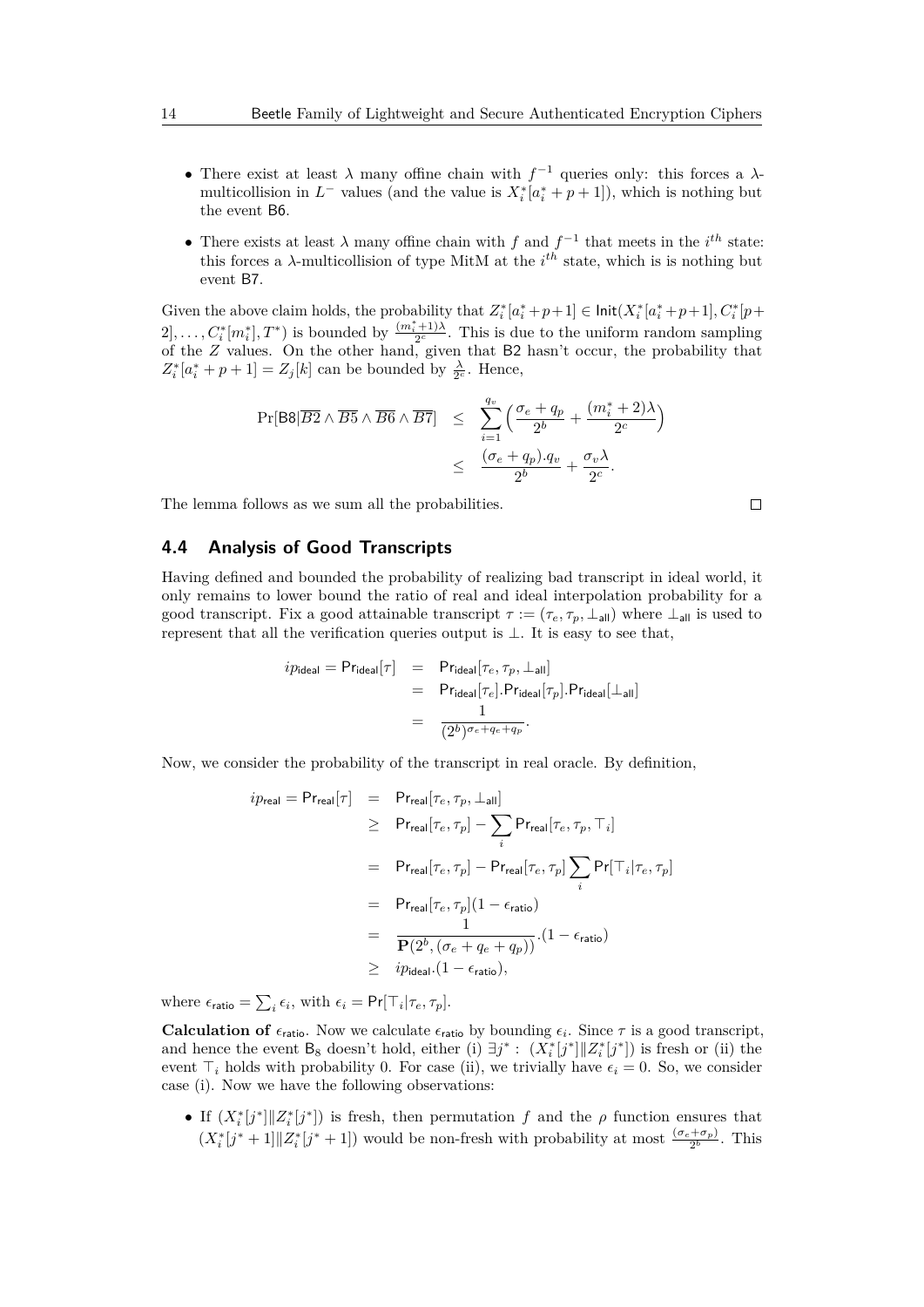- There exist at least $\lambda$ many offline chain with $f^{-1}$ queries only: this forces a $\lambda$-multicollision in $L^-$ values (and the value is $X_i^*[a_i^* + p + 1]$), which is nothing but the event B6.
- There exists at least $\lambda$ many offline chain with $f$ and $f^{-1}$ that meets in the $i^{th}$ state: this forces a $\lambda$-multicollision of type MitM at the $i^{th}$ state, which is is nothing but event B7.

Given the above claim holds, the probability that $Z_i^*[a_i^*+p+1] \in \mathsf{Init}(X_i^*[a_i^*+p+1], C_i^*[p+2], \ldots, C_i^*[m_i^*], T^*)$ is bounded by $\frac{(m_i^*+1)\lambda}{2^c}$. This is due to the uniform random sampling of the $Z$ values. On the other hand, given that B2 hasn't occur, the probability that $Z_i^*[a_i^* + p + 1] = Z_j[k]$ can be bounded by $\frac{\lambda}{2^c}$. Hence,

$$
\begin{aligned}
\Pr[\mathsf{B8}|\overline{B2} \wedge \overline{B5} \wedge \overline{B6} \wedge \overline{B7}] &\leq \sum_{i=1}^{q_v} \Big( \frac{\sigma_e + q_p}{2^b} + \frac{(m_i^*+2)\lambda}{2^c} \Big) \\
&\leq \frac{(\sigma_e + q_p).q_v}{2^b} + \frac{\sigma_v \lambda}{2^c}.
\end{aligned}
$$

The lemma follows as we sum all the probabilities. ∎

## 4.4 Analysis of Good Transcripts

Having defined and bounded the probability of realizing bad transcript in ideal world, it only remains to lower bound the ratio of real and ideal interpolation probability for a good transcript. Fix a good attainable transcript $\tau := (\tau_e, \tau_p, \bot_{\mathsf{all}})$ where $\bot_{\mathsf{all}}$ is used to represent that all the verification queries output is $\bot$. It is easy to see that,

$$
\begin{aligned}
ip_{\mathsf{ideal}} = \mathsf{Pr}_{\mathsf{ideal}}[\tau] &= \mathsf{Pr}_{\mathsf{ideal}}[\tau_e, \tau_p, \bot_{\mathsf{all}}] \\
&= \mathsf{Pr}_{\mathsf{ideal}}[\tau_e].\mathsf{Pr}_{\mathsf{ideal}}[\tau_p].\mathsf{Pr}_{\mathsf{ideal}}[\bot_{\mathsf{all}}] \\
&= \frac{1}{(2^b)^{\sigma_e+q_e+q_p}}.
\end{aligned}
$$

Now, we consider the probability of the transcript in real oracle. By definition,

$$
\begin{aligned}
ip_{\mathsf{real}} = \mathsf{Pr}_{\mathsf{real}}[\tau] &= \mathsf{Pr}_{\mathsf{real}}[\tau_e, \tau_p, \bot_{\mathsf{all}}] \\
&\geq \mathsf{Pr}_{\mathsf{real}}[\tau_e, \tau_p] - \sum_i \mathsf{Pr}_{\mathsf{real}}[\tau_e, \tau_p, \top_i] \\
&= \mathsf{Pr}_{\mathsf{real}}[\tau_e, \tau_p] - \mathsf{Pr}_{\mathsf{real}}[\tau_e, \tau_p] \sum_i \mathsf{Pr}[\top_i | \tau_e, \tau_p] \\
&= \mathsf{Pr}_{\mathsf{real}}[\tau_e, \tau_p](1 - \epsilon_{\mathsf{ratio}}) \\
&= \frac{1}{\mathbf{P}(2^b, (\sigma_e + q_e + q_p))}.(1 - \epsilon_{\mathsf{ratio}}) \\
&\geq ip_{\mathsf{ideal}}.(1 - \epsilon_{\mathsf{ratio}}),
\end{aligned}
$$

where $\epsilon_{\mathsf{ratio}} = \sum_i \epsilon_i$, with $\epsilon_i = \mathsf{Pr}[\top_i | \tau_e, \tau_p]$.

**Calculation of $\epsilon_{\mathsf{ratio}}$.** Now we calculate $\epsilon_{\mathsf{ratio}}$ by bounding $\epsilon_i$. Since $\tau$ is a good transcript, and hence the event $\mathsf{B}_8$ doesn't hold, either (i) $\exists j^* : (X_i^*[j^*] \| Z_i^*[j^*])$ is fresh or (ii) the event $\top_i$ holds with probability 0. For case (ii), we trivially have $\epsilon_i = 0$. So, we consider case (i). Now we have the following observations:

- If $(X_i^*[j^*] \| Z_i^*[j^*])$ is fresh, then permutation $f$ and the $\rho$ function ensures that $(X_i^*[j^* + 1] \| Z_i^*[j^* + 1])$ would be non-fresh with probability at most $\frac{(\sigma_e+\sigma_p)}{2^b}$. This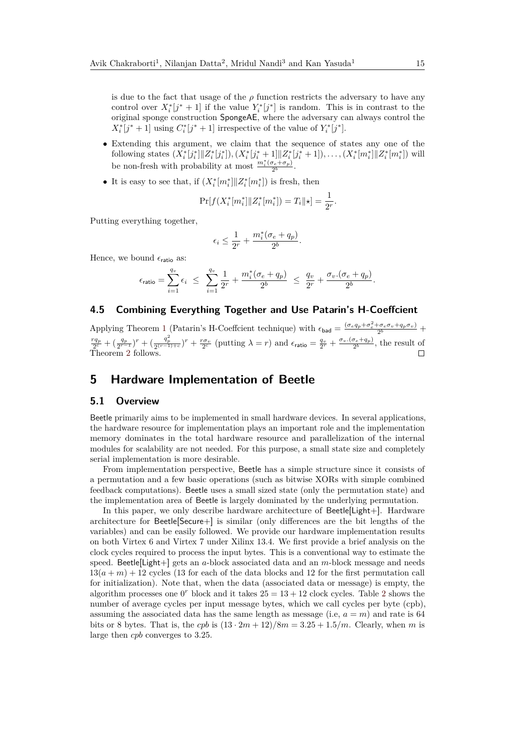is due to the fact that usage of the $\rho$ function restricts the adversary to have any control over $X_i^*[j^*+1]$ if the value $Y_i^*[j^*]$ is random. This is in contrast to the original sponge construction SpongeAE, where the adversary can always control the $X_i^*[j^*+1]$ using $C_i^*[j^*+1]$ irrespective of the value of $Y_i^*[j^*]$.

- Extending this argument, we claim that the sequence of states any one of the following states $(X_i^*[j_i^*] \| Z_i^*[j_i^*]), (X_i^*[j_i^*+1] \| Z_i^*[j_i^*+1]), \ldots, (X_i^*[m_i^*] \| Z_i^*[m_i^*])$ will be non-fresh with probability at most $\frac{m_i^*(\sigma_e+\sigma_p)}{2^b}$.
- It is easy to see that, if $(X_i^*[m_i^*] \| Z_i^*[m_i^*])$ is fresh, then

$$\Pr[f(X_i^*[m_i^*] \| Z_i^*[m_i^*]) = T_i \| \star] = \frac{1}{2^r}.$$

Putting everything together,

$$\epsilon_i \leq \frac{1}{2^r} + \frac{m_i^*(\sigma_e + q_p)}{2^b}.$$

Hence, we bound $\epsilon_{\mathsf{ratio}}$ as:

$$\epsilon_{\mathsf{ratio}} = \sum_{i=1}^{q_v} \epsilon_i \;\leq\; \sum_{i=1}^{q_v} \frac{1}{2^r} + \frac{m_i^*(\sigma_e + q_p)}{2^b} \;\leq\; \frac{q_v}{2^r} + \frac{\sigma_v.(\sigma_e + q_p)}{2^b}.$$

## 4.5 Combining Everything Together and Use Patarin's H-Coeffcient

Applying Theorem 1 (Patarin's H-Coeffcient technique) with $\epsilon_{\mathsf{bad}} = \frac{(\sigma_e q_p + \sigma_e^2 + \sigma_e \sigma_v + q_p \sigma_v)}{2^b} + \frac{r q_p}{2^c} + (\frac{q_p}{2^{r-1}})^r + (\frac{q_p^2}{2^{(r-1)+c}})^r + \frac{r \sigma_v}{2^c}$ (putting $\lambda = r$) and $\epsilon_{\mathsf{ratio}} = \frac{q_v}{2^r} + \frac{\sigma_v.(\sigma_e + q_p)}{2^b}$, the result of Theorem 2 follows. □

# 5 Hardware Implementation of Beetle

## 5.1 Overview

Beetle primarily aims to be implemented in small hardware devices. In several applications, the hardware resource for implementation plays an important role and the implementation memory dominates in the total hardware resource and parallelization of the internal modules for scalability are not needed. For this purpose, a small state size and completely serial implementation is more desirable.

From implementation perspective, Beetle has a simple structure since it consists of a permutation and a few basic operations (such as bitwise XORs with simple combined feedback computations). Beetle uses a small sized state (only the permutation state) and the implementation area of Beetle is largely dominated by the underlying permutation.

In this paper, we only describe hardware architecture of Beetle[Light+]. Hardware architecture for Beetle[Secure+] is similar (only differences are the bit lengths of the variables) and can be easily followed. We provide our hardware implementation results on both Virtex 6 and Virtex 7 under Xilinx 13.4. We first provide a brief analysis on the clock cycles required to process the input bytes. This is a conventional way to estimate the speed. Beetle[Light+] gets an $a$-block associated data and an $m$-block message and needs $13(a+m)+12$ cycles (13 for each of the data blocks and 12 for the first permutation call for initialization). Note that, when the data (associated data or message) is empty, the algorithm processes one $0^r$ block and it takes $25 = 13 + 12$ clock cycles. Table 2 shows the number of average cycles per input message bytes, which we call cycles per byte (cpb), assuming the associated data has the same length as message (i.e, $a = m$) and rate is 64 bits or 8 bytes. That is, the *cpb* is $(13 \cdot 2m + 12)/8m = 3.25 + 1.5/m$. Clearly, when $m$ is large then *cpb* converges to 3.25.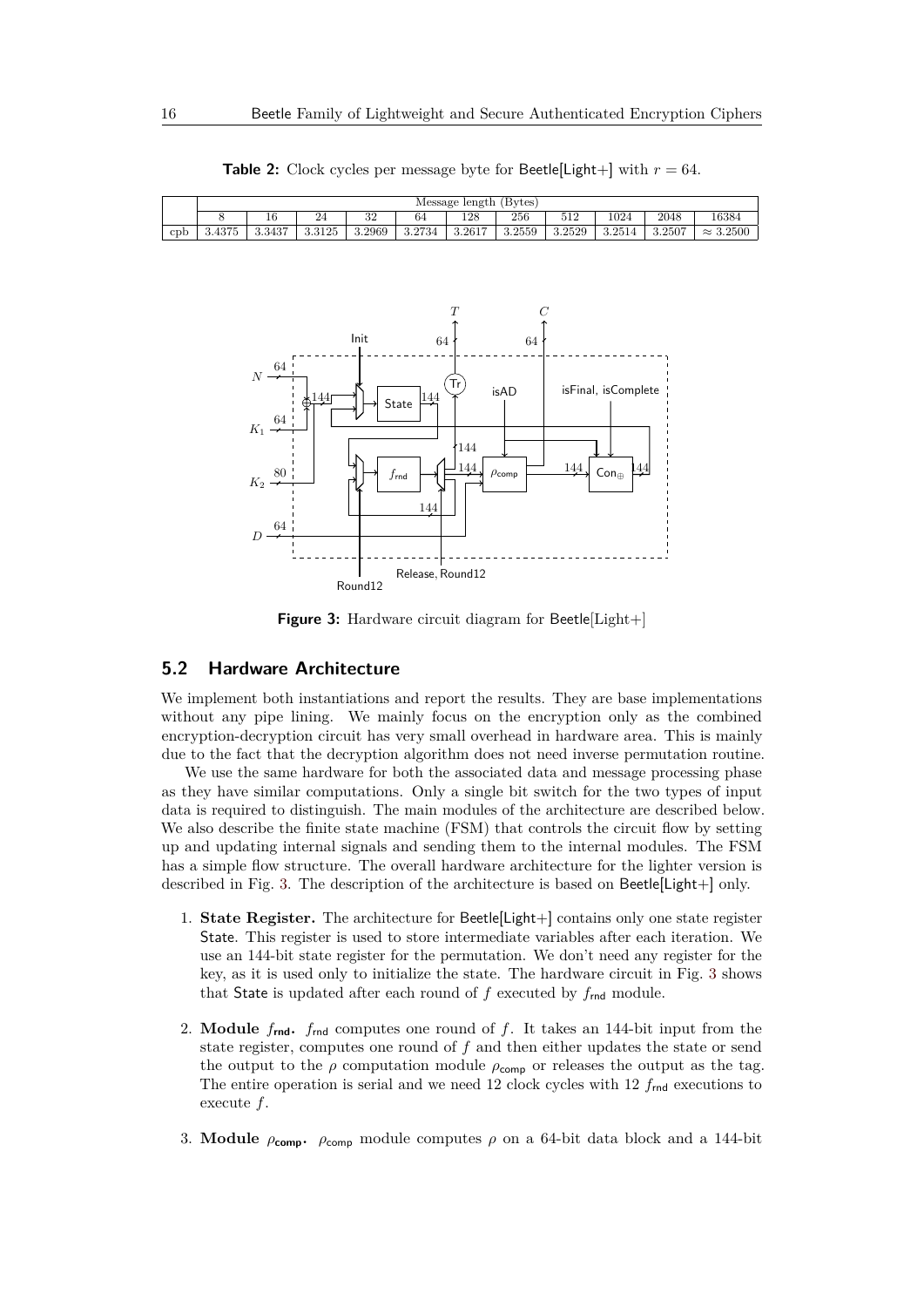**Table 2:** Clock cycles per message byte for Beetle[Light+] with $r = 64$.

| | Message length (Bytes) | | | | | | | | | | |
|---|---|---|---|---|---|---|---|---|---|---|---|
| | 8 | 16 | 24 | 32 | 64 | 128 | 256 | 512 | 1024 | 2048 | 16384 |
| cpb | 3.4375 | 3.3437 | 3.3125 | 3.2969 | 3.2734 | 3.2617 | 3.2559 | 3.2529 | 3.2514 | 3.2507 | $\approx 3.2500$ |

**Figure 3:** Hardware circuit diagram for Beetle[Light+]

## 5.2 Hardware Architecture

We implement both instantiations and report the results. They are base implementations without any pipe lining. We mainly focus on the encryption only as the combined encryption-decryption circuit has very small overhead in hardware area. This is mainly due to the fact that the decryption algorithm does not need inverse permutation routine.

We use the same hardware for both the associated data and message processing phase as they have similar computations. Only a single bit switch for the two types of input data is required to distinguish. The main modules of the architecture are described below. We also describe the finite state machine (FSM) that controls the circuit flow by setting up and updating internal signals and sending them to the internal modules. The FSM has a simple flow structure. The overall hardware architecture for the lighter version is described in Fig. 3. The description of the architecture is based on Beetle[Light+] only.

1. **State Register.** The architecture for Beetle[Light+] contains only one state register State. This register is used to store intermediate variables after each iteration. We use an 144-bit state register for the permutation. We don't need any register for the key, as it is used only to initialize the state. The hardware circuit in Fig. 3 shows that State is updated after each round of $f$ executed by $f_{\mathsf{rnd}}$ module.

2. **Module $f_{\mathsf{rnd}}$.** $f_{\mathsf{rnd}}$ computes one round of $f$. It takes an 144-bit input from the state register, computes one round of $f$ and then either updates the state or send the output to the $\rho$ computation module $\rho_{\mathsf{comp}}$ or releases the output as the tag. The entire operation is serial and we need 12 clock cycles with 12 $f_{\mathsf{rnd}}$ executions to execute $f$.

3. **Module $\rho_{\mathsf{comp}}$.** $\rho_{\mathsf{comp}}$ module computes $\rho$ on a 64-bit data block and a 144-bit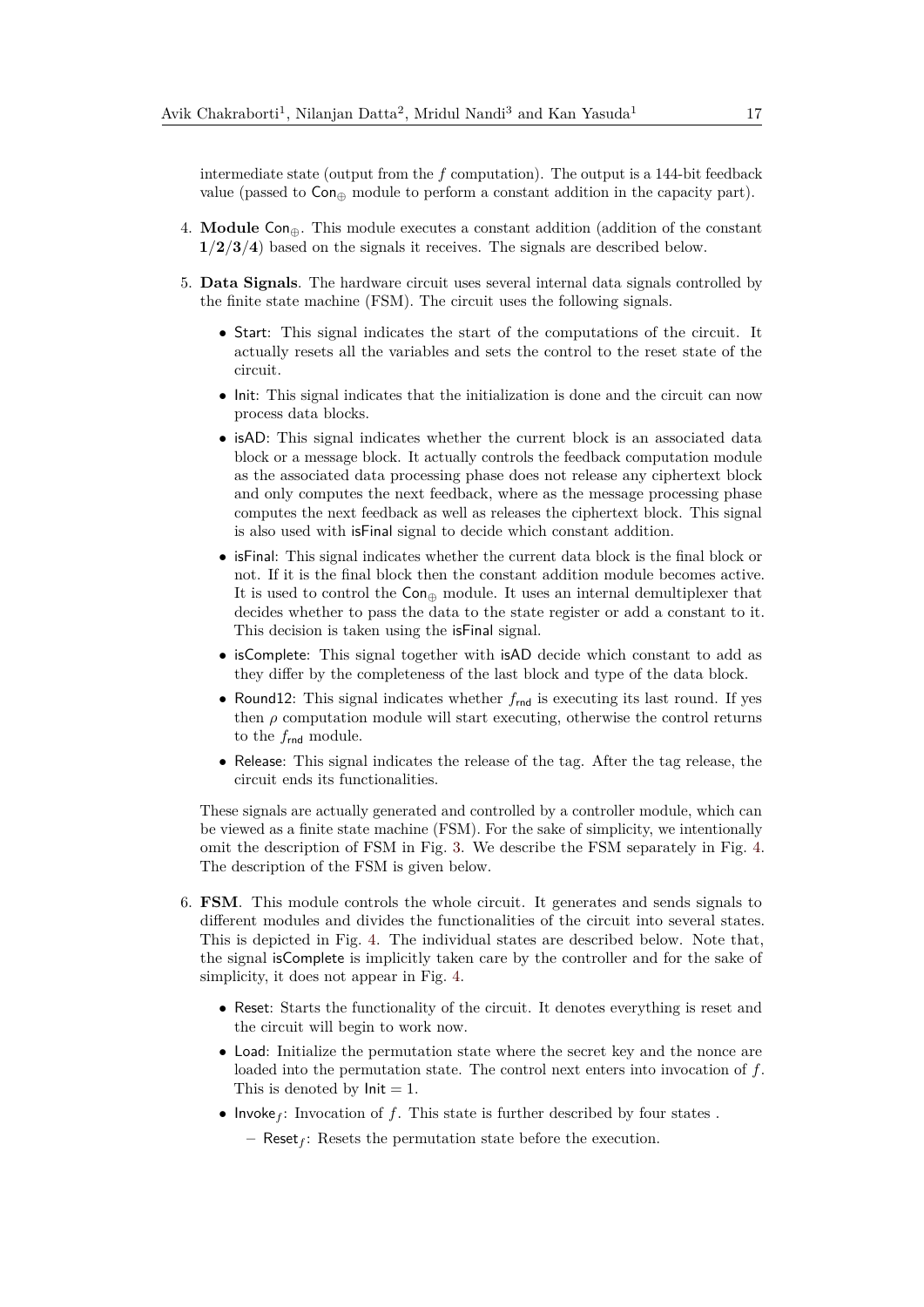intermediate state (output from the $f$ computation). The output is a 144-bit feedback value (passed to $\mathsf{Con}_{\oplus}$ module to perform a constant addition in the capacity part).

4. **Module** $\mathsf{Con}_{\oplus}$. This module executes a constant addition (addition of the constant **1**/**2**/**3**/**4**) based on the signals it receives. The signals are described below.

5. **Data Signals**. The hardware circuit uses several internal data signals controlled by the finite state machine (FSM). The circuit uses the following signals.

   - Start: This signal indicates the start of the computations of the circuit. It actually resets all the variables and sets the control to the reset state of the circuit.
   - Init: This signal indicates that the initialization is done and the circuit can now process data blocks.
   - isAD: This signal indicates whether the current block is an associated data block or a message block. It actually controls the feedback computation module as the associated data processing phase does not release any ciphertext block and only computes the next feedback, where as the message processing phase computes the next feedback as well as releases the ciphertext block. This signal is also used with isFinal signal to decide which constant addition.
   - isFinal: This signal indicates whether the current data block is the final block or not. If it is the final block then the constant addition module becomes active. It is used to control the $\mathsf{Con}_{\oplus}$ module. It uses an internal demultiplexer that decides whether to pass the data to the state register or add a constant to it. This decision is taken using the isFinal signal.
   - isComplete: This signal together with isAD decide which constant to add as they differ by the completeness of the last block and type of the data block.
   - Round12: This signal indicates whether $f_{\mathsf{rnd}}$ is executing its last round. If yes then $\rho$ computation module will start executing, otherwise the control returns to the $f_{\mathsf{rnd}}$ module.
   - Release: This signal indicates the release of the tag. After the tag release, the circuit ends its functionalities.

   These signals are actually generated and controlled by a controller module, which can be viewed as a finite state machine (FSM). For the sake of simplicity, we intentionally omit the description of FSM in Fig. 3. We describe the FSM separately in Fig. 4. The description of the FSM is given below.

6. **FSM**. This module controls the whole circuit. It generates and sends signals to different modules and divides the functionalities of the circuit into several states. This is depicted in Fig. 4. The individual states are described below. Note that, the signal isComplete is implicitly taken care by the controller and for the sake of simplicity, it does not appear in Fig. 4.

   - Reset: Starts the functionality of the circuit. It denotes everything is reset and the circuit will begin to work now.
   - Load: Initialize the permutation state where the secret key and the nonce are loaded into the permutation state. The control next enters into invocation of $f$. This is denoted by $\mathsf{Init} = 1$.
   - $\mathsf{Invoke}_f$: Invocation of $f$. This state is further described by four states .
     - $\mathsf{Reset}_f$: Resets the permutation state before the execution.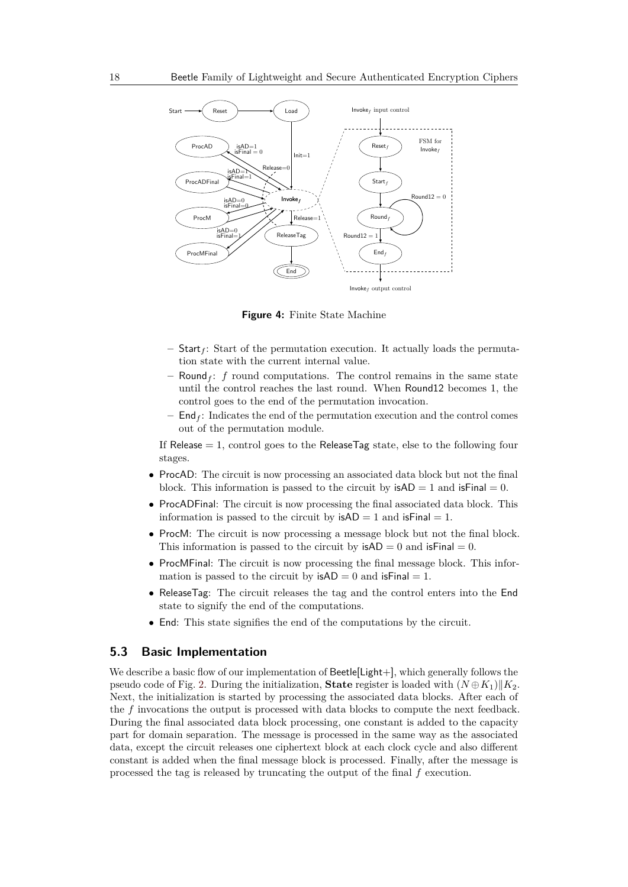**Figure 4:** Finite State Machine

- $\mathsf{Start}_f$: Start of the permutation execution. It actually loads the permutation state with the current internal value.
- $\mathsf{Round}_f$: $f$ round computations. The control remains in the same state until the control reaches the last round. When Round12 becomes 1, the control goes to the end of the permutation invocation.
- $\mathsf{End}_f$: Indicates the end of the permutation execution and the control comes out of the permutation module.

If Release $= 1$, control goes to the ReleaseTag state, else to the following four stages.

- ProcAD: The circuit is now processing an associated data block but not the final block. This information is passed to the circuit by isAD $= 1$ and isFinal $= 0$.
- ProcADFinal: The circuit is now processing the final associated data block. This information is passed to the circuit by isAD $= 1$ and isFinal $= 1$.
- ProcM: The circuit is now processing a message block but not the final block. This information is passed to the circuit by isAD $= 0$ and isFinal $= 0$.
- ProcMFinal: The circuit is now processing the final message block. This information is passed to the circuit by isAD $= 0$ and isFinal $= 1$.
- ReleaseTag: The circuit releases the tag and the control enters into the End state to signify the end of the computations.
- End: This state signifies the end of the computations by the circuit.

### 5.3 Basic Implementation

We describe a basic flow of our implementation of Beetle[Light+], which generally follows the pseudo code of Fig. 2. During the initialization, **State** register is loaded with $(N \oplus K_1)\|K_2$. Next, the initialization is started by processing the associated data blocks. After each of the $f$ invocations the output is processed with data blocks to compute the next feedback. During the final associated data block processing, one constant is added to the capacity part for domain separation. The message is processed in the same way as the associated data, except the circuit releases one ciphertext block at each clock cycle and also different constant is added when the final message block is processed. Finally, after the message is processed the tag is released by truncating the output of the final $f$ execution.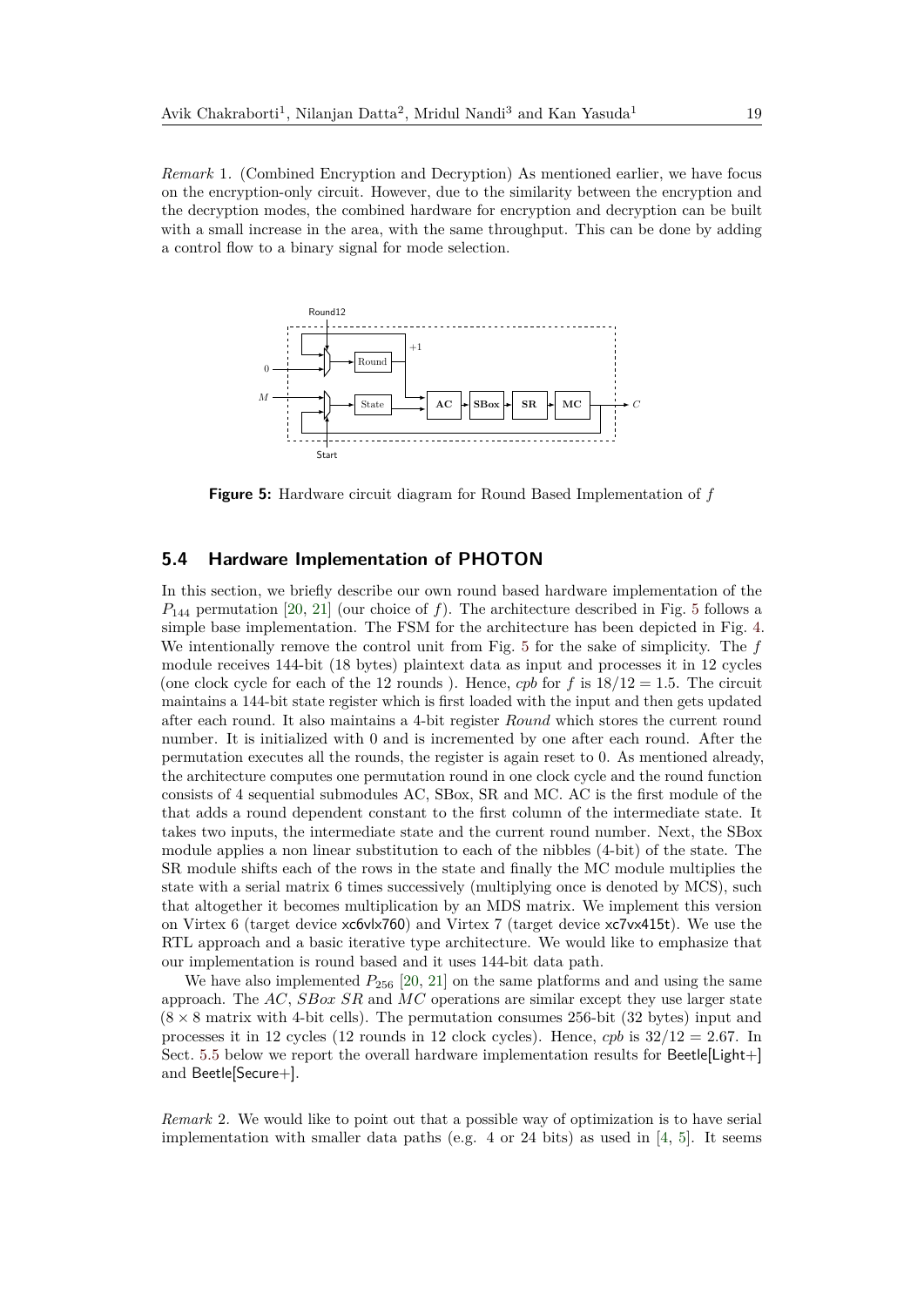*Remark* 1. (Combined Encryption and Decryption) As mentioned earlier, we have focus on the encryption-only circuit. However, due to the similarity between the encryption and the decryption modes, the combined hardware for encryption and decryption can be built with a small increase in the area, with the same throughput. This can be done by adding a control flow to a binary signal for mode selection.

**Figure 5:** Hardware circuit diagram for Round Based Implementation of $f$

### 5.4 Hardware Implementation of PHOTON

In this section, we briefly describe our own round based hardware implementation of the $P_{144}$ permutation [20, 21] (our choice of $f$). The architecture described in Fig. 5 follows a simple base implementation. The FSM for the architecture has been depicted in Fig. 4. We intentionally remove the control unit from Fig. 5 for the sake of simplicity. The $f$ module receives 144-bit (18 bytes) plaintext data as input and processes it in 12 cycles (one clock cycle for each of the 12 rounds ). Hence, *cpb* for $f$ is $18/12 = 1.5$. The circuit maintains a 144-bit state register which is first loaded with the input and then gets updated after each round. It also maintains a 4-bit register *Round* which stores the current round number. It is initialized with 0 and is incremented by one after each round. After the permutation executes all the rounds, the register is again reset to 0. As mentioned already, the architecture computes one permutation round in one clock cycle and the round function consists of 4 sequential submodules AC, SBox, SR and MC. AC is the first module of the that adds a round dependent constant to the first column of the intermediate state. It takes two inputs, the intermediate state and the current round number. Next, the SBox module applies a non linear substitution to each of the nibbles (4-bit) of the state. The SR module shifts each of the rows in the state and finally the MC module multiplies the state with a serial matrix 6 times successively (multiplying once is denoted by MCS), such that altogether it becomes multiplication by an MDS matrix. We implement this version on Virtex 6 (target device xc6vlx760) and Virtex 7 (target device xc7vx415t). We use the RTL approach and a basic iterative type architecture. We would like to emphasize that our implementation is round based and it uses 144-bit data path.

We have also implemented $P_{256}$ [20, 21] on the same platforms and and using the same approach. The *AC*, *SBox SR* and *MC* operations are similar except they use larger state ($8 \times 8$ matrix with 4-bit cells). The permutation consumes 256-bit (32 bytes) input and processes it in 12 cycles (12 rounds in 12 clock cycles). Hence, *cpb* is $32/12 = 2.67$. In Sect. 5.5 below we report the overall hardware implementation results for Beetle[Light+] and Beetle[Secure+].

*Remark* 2. We would like to point out that a possible way of optimization is to have serial implementation with smaller data paths (e.g. 4 or 24 bits) as used in [4, 5]. It seems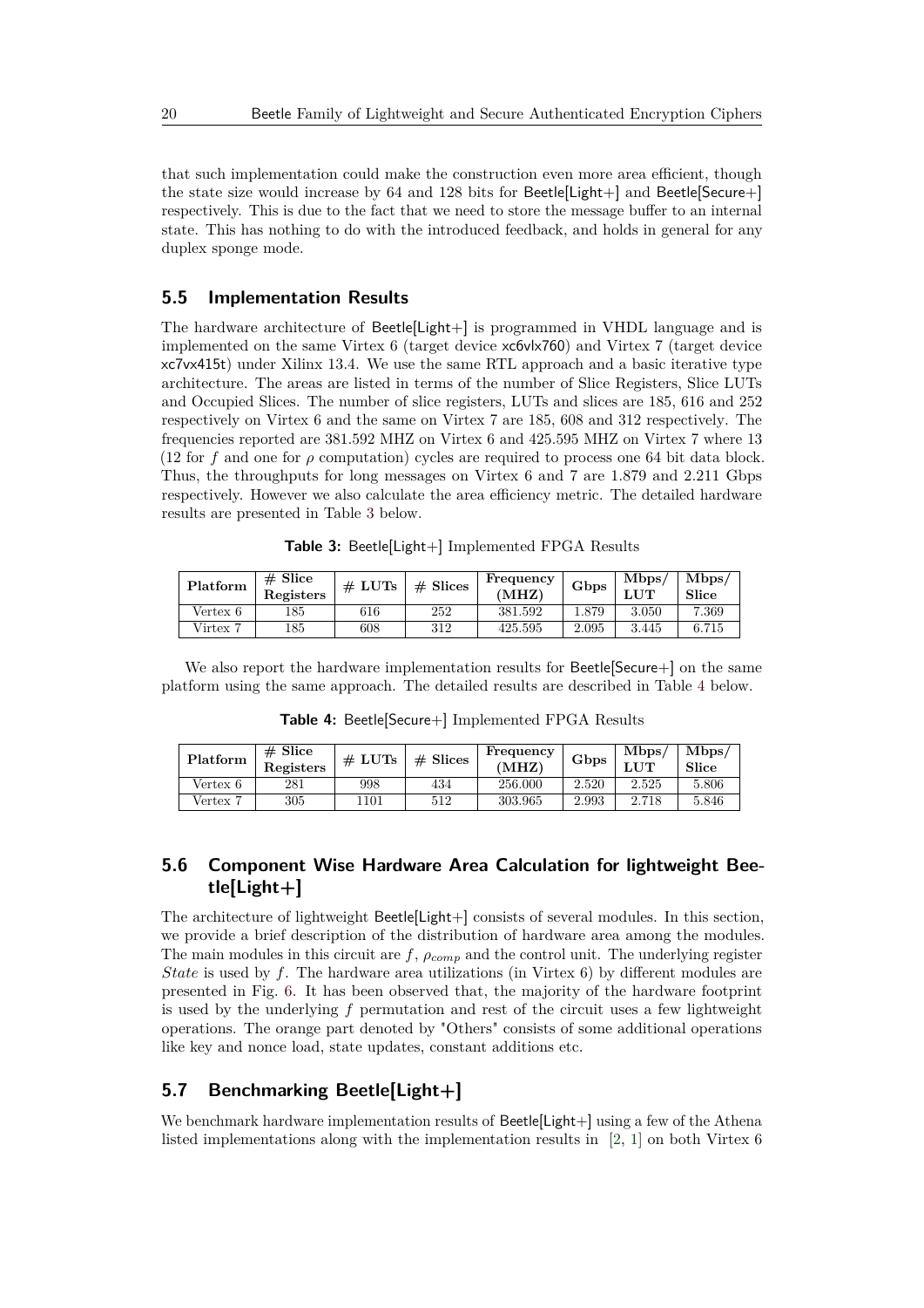that such implementation could make the construction even more area efficient, though the state size would increase by 64 and 128 bits for Beetle[Light+] and Beetle[Secure+] respectively. This is due to the fact that we need to store the message buffer to an internal state. This has nothing to do with the introduced feedback, and holds in general for any duplex sponge mode.

### 5.5 Implementation Results

The hardware architecture of Beetle[Light+] is programmed in VHDL language and is implemented on the same Virtex 6 (target device xc6vlx760) and Virtex 7 (target device xc7vx415t) under Xilinx 13.4. We use the same RTL approach and a basic iterative type architecture. The areas are listed in terms of the number of Slice Registers, Slice LUTs and Occupied Slices. The number of slice registers, LUTs and slices are 185, 616 and 252 respectively on Virtex 6 and the same on Virtex 7 are 185, 608 and 312 respectively. The frequencies reported are 381.592 MHZ on Virtex 6 and 425.595 MHZ on Virtex 7 where 13 (12 for $f$ and one for $\rho$ computation) cycles are required to process one 64 bit data block. Thus, the throughputs for long messages on Virtex 6 and 7 are 1.879 and 2.211 Gbps respectively. However we also calculate the area efficiency metric. The detailed hardware results are presented in Table 3 below.

**Table 3:** Beetle[Light+] Implemented FPGA Results

| Platform | # Slice Registers | # LUTs | # Slices | Frequency (MHZ) | Gbps | Mbps/ LUT | Mbps/ Slice |
|---|---|---|---|---|---|---|---|
| Vertex 6 | 185 | 616 | 252 | 381.592 | 1.879 | 3.050 | 7.369 |
| Virtex 7 | 185 | 608 | 312 | 425.595 | 2.095 | 3.445 | 6.715 |

We also report the hardware implementation results for Beetle[Secure+] on the same platform using the same approach. The detailed results are described in Table 4 below.

**Table 4:** Beetle[Secure+] Implemented FPGA Results

| Platform | # Slice Registers | # LUTs | # Slices | Frequency (MHZ) | Gbps | Mbps/ LUT | Mbps/ Slice |
|---|---|---|---|---|---|---|---|
| Vertex 6 | 281 | 998 | 434 | 256.000 | 2.520 | 2.525 | 5.806 |
| Vertex 7 | 305 | 1101 | 512 | 303.965 | 2.993 | 2.718 | 5.846 |

### 5.6 Component Wise Hardware Area Calculation for lightweight Beetle[Light+]

The architecture of lightweight Beetle[Light+] consists of several modules. In this section, we provide a brief description of the distribution of hardware area among the modules. The main modules in this circuit are $f$, $\rho_{comp}$ and the control unit. The underlying register *State* is used by $f$. The hardware area utilizations (in Virtex 6) by different modules are presented in Fig. 6. It has been observed that, the majority of the hardware footprint is used by the underlying $f$ permutation and rest of the circuit uses a few lightweight operations. The orange part denoted by "Others" consists of some additional operations like key and nonce load, state updates, constant additions etc.

### 5.7 Benchmarking Beetle[Light+]

We benchmark hardware implementation results of Beetle[Light+] using a few of the Athena listed implementations along with the implementation results in [2, 1] on both Virtex 6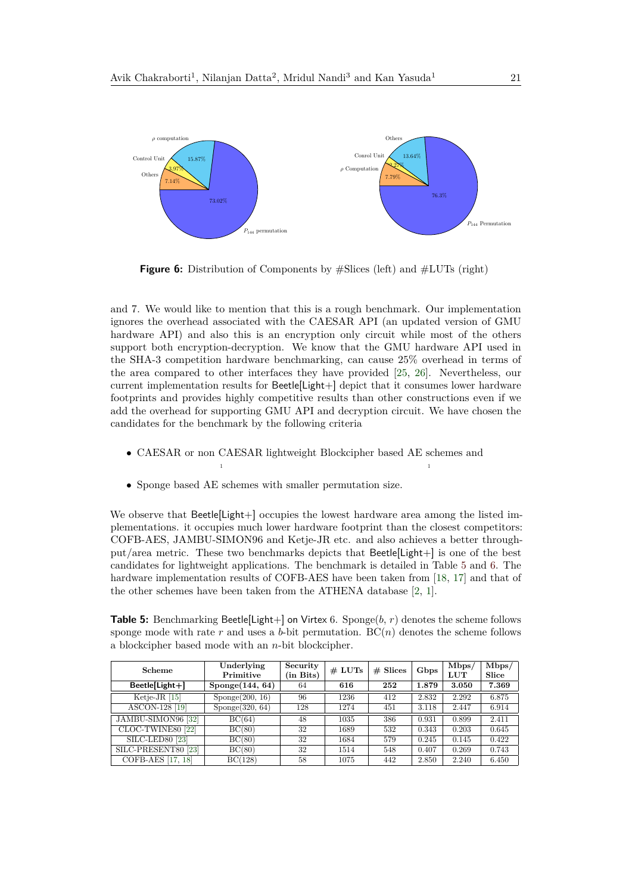**Figure 6:** Distribution of Components by #Slices (left) and #LUTs (right)

and 7. We would like to mention that this is a rough benchmark. Our implementation ignores the overhead associated with the CAESAR API (an updated version of GMU hardware API) and also this is an encryption only circuit while most of the others support both encryption-decryption. We know that the GMU hardware API used in the SHA-3 competition hardware benchmarking, can cause 25% overhead in terms of the area compared to other interfaces they have provided [25, 26]. Nevertheless, our current implementation results for Beetle[Light+] depict that it consumes lower hardware footprints and provides highly competitive results than other constructions even if we add the overhead for supporting GMU API and decryption circuit. We have chosen the candidates for the benchmark by the following criteria

- CAESAR or non CAESAR lightweight Blockcipher based AE schemes and
- Sponge based AE schemes with smaller permutation size.

We observe that Beetle[Light+] occupies the lowest hardware area among the listed implementations. it occupies much lower hardware footprint than the closest competitors: COFB-AES, JAMBU-SIMON96 and Ketje-JR etc. and also achieves a better throughput/area metric. These two benchmarks depicts that Beetle[Light+] is one of the best candidates for lightweight applications. The benchmark is detailed in Table 5 and 6. The hardware implementation results of COFB-AES have been taken from [18, 17] and that of the other schemes have been taken from the ATHENA database [2, 1].

**Table 5:** Benchmarking Beetle[Light+] on Virtex 6. Sponge($b$, $r$) denotes the scheme follows sponge mode with rate $r$ and uses a $b$-bit permutation. BC($n$) denotes the scheme follows a blockcipher based mode with an $n$-bit blockcipher.

| Scheme | Underlying Primitive | Security (in Bits) | # LUTs | # Slices | Gbps | Mbps/ LUT | Mbps/ Slice |
|---|---|---|---|---|---|---|---|
| **Beetle[Light+]** | **Sponge(144, 64)** | 64 | **616** | **252** | **1.879** | **3.050** | **7.369** |
| Ketje-JR [15] | Sponge(200, 16) | 96 | 1236 | 412 | 2.832 | 2.292 | 6.875 |
| ASCON-128 [19] | Sponge(320, 64) | 128 | 1274 | 451 | 3.118 | 2.447 | 6.914 |
| JAMBU-SIMON96 [32] | BC(64) | 48 | 1035 | 386 | 0.931 | 0.899 | 2.411 |
| CLOC-TWINE80 [22] | BC(80) | 32 | 1689 | 532 | 0.343 | 0.203 | 0.645 |
| SILC-LED80 [23] | BC(80) | 32 | 1684 | 579 | 0.245 | 0.145 | 0.422 |
| SILC-PRESENT80 [23] | BC(80) | 32 | 1514 | 548 | 0.407 | 0.269 | 0.743 |
| COFB-AES [17, 18] | BC(128) | 58 | 1075 | 442 | 2.850 | 2.240 | 6.450 |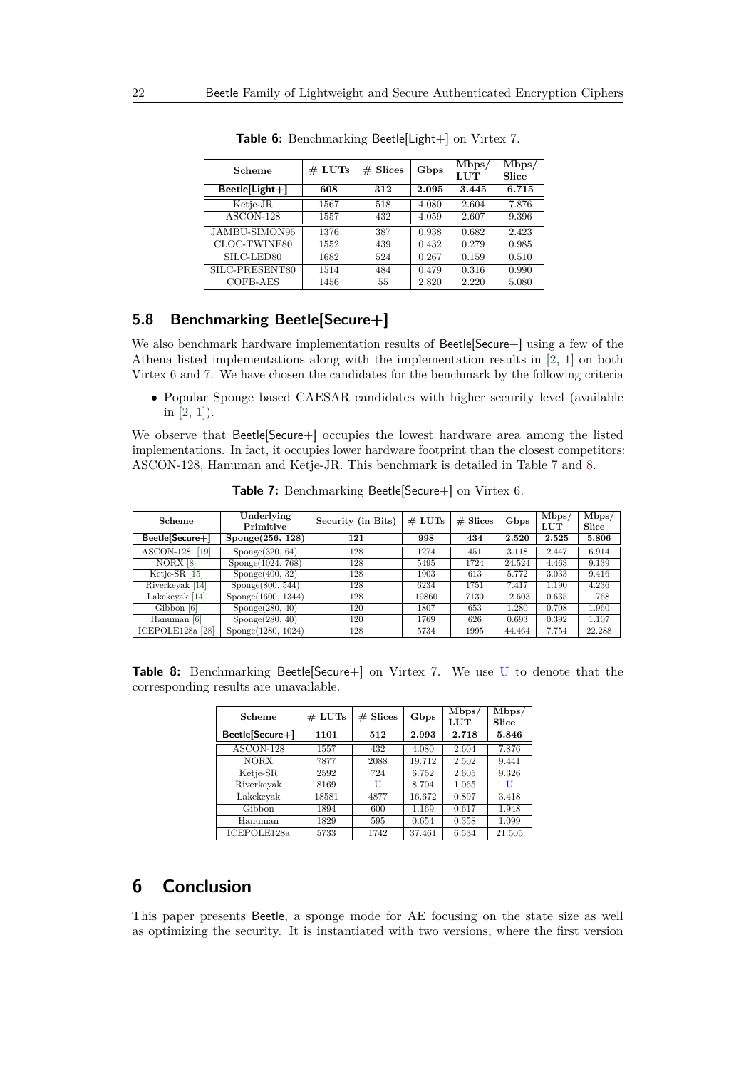**Table 6:** Benchmarking Beetle[Light+] on Virtex 7.

| Scheme | # LUTs | # Slices | Gbps | Mbps/ LUT | Mbps/ Slice |
|---|---|---|---|---|---|
| **Beetle[Light+]** | **608** | **312** | **2.095** | **3.445** | **6.715** |
| Ketje-JR | 1567 | 518 | 4.080 | 2.604 | 7.876 |
| ASCON-128 | 1557 | 432 | 4.059 | 2.607 | 9.396 |
| JAMBU-SIMON96 | 1376 | 387 | 0.938 | 0.682 | 2.423 |
| CLOC-TWINE80 | 1552 | 439 | 0.432 | 0.279 | 0.985 |
| SILC-LED80 | 1682 | 524 | 0.267 | 0.159 | 0.510 |
| SILC-PRESENT80 | 1514 | 484 | 0.479 | 0.316 | 0.990 |
| COFB-AES | 1456 | 55 | 2.820 | 2.220 | 5.080 |

## 5.8 Benchmarking Beetle[Secure+]

We also benchmark hardware implementation results of Beetle[Secure+] using a few of the Athena listed implementations along with the implementation results in [2, 1] on both Virtex 6 and 7. We have chosen the candidates for the benchmark by the following criteria

- Popular Sponge based CAESAR candidates with higher security level (available in [2, 1]).

We observe that Beetle[Secure+] occupies the lowest hardware area among the listed implementations. In fact, it occupies lower hardware footprint than the closest competitors: ASCON-128, Hanuman and Ketje-JR. This benchmark is detailed in Table 7 and 8.

**Table 7:** Benchmarking Beetle[Secure+] on Virtex 6.

| Scheme | Underlying Primitive | Security (in Bits) | # LUTs | # Slices | Gbps | Mbps/ LUT | Mbps/ Slice |
|---|---|---|---|---|---|---|---|
| **Beetle[Secure+]** | **Sponge(256, 128)** | **121** | **998** | **434** | **2.520** | **2.525** | **5.806** |
| ASCON-128 [19] | Sponge(320, 64) | 128 | 1274 | 451 | 3.118 | 2.447 | 6.914 |
| NORX [8] | Sponge(1024, 768) | 128 | 5495 | 1724 | 24.524 | 4.463 | 9.139 |
| Ketje-SR [15] | Sponge(400, 32) | 128 | 1903 | 613 | 5.772 | 3.033 | 9.416 |
| Riverkeyak [14] | Sponge(800, 544) | 128 | 6234 | 1751 | 7.417 | 1.190 | 4.236 |
| Lakekeyak [14] | Sponge(1600, 1344) | 128 | 19860 | 7130 | 12.603 | 0.635 | 1.768 |
| Gibbon [6] | Sponge(280, 40) | 120 | 1807 | 653 | 1.280 | 0.708 | 1.960 |
| Hanuman [6] | Sponge(280, 40) | 120 | 1769 | 626 | 0.693 | 0.392 | 1.107 |
| ICEPOLE128a [28] | Sponge(1280, 1024) | 128 | 5734 | 1995 | 44.464 | 7.754 | 22.288 |

**Table 8:** Benchmarking Beetle[Secure+] on Virtex 7. We use U to denote that the corresponding results are unavailable.

| Scheme | # LUTs | # Slices | Gbps | Mbps/ LUT | Mbps/ Slice |
|---|---|---|---|---|---|
| **Beetle[Secure+]** | **1101** | **512** | **2.993** | **2.718** | **5.846** |
| ASCON-128 | 1557 | 432 | 4.080 | 2.604 | 7.876 |
| NORX | 7877 | 2088 | 19.712 | 2.502 | 9.441 |
| Ketje-SR | 2592 | 724 | 6.752 | 2.605 | 9.326 |
| Riverkeyak | 8169 | U | 8.704 | 1.065 | U |
| Lakekeyak | 18581 | 4877 | 16.672 | 0.897 | 3.418 |
| Gibbon | 1894 | 600 | 1.169 | 0.617 | 1.948 |
| Hanuman | 1829 | 595 | 0.654 | 0.358 | 1.099 |
| ICEPOLE128a | 5733 | 1742 | 37.461 | 6.534 | 21.505 |

# 6 Conclusion

This paper presents Beetle, a sponge mode for AE focusing on the state size as well as optimizing the security. It is instantiated with two versions, where the first version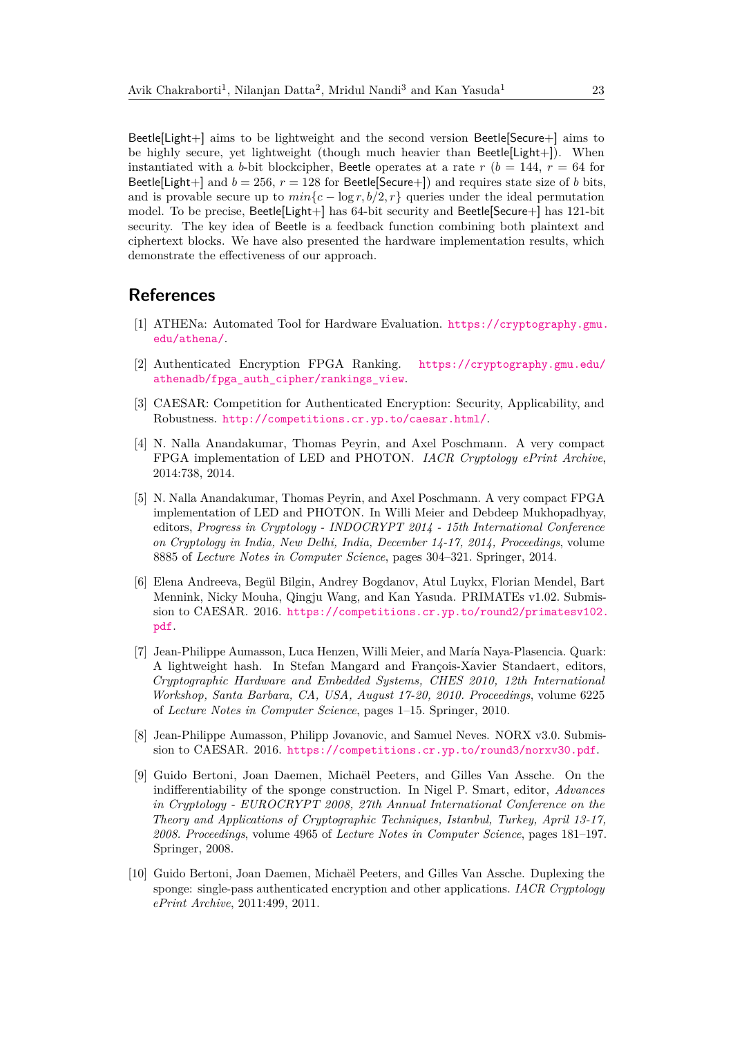Beetle[Light+] aims to be lightweight and the second version Beetle[Secure+] aims to be highly secure, yet lightweight (though much heavier than Beetle[Light+]). When instantiated with a $b$-bit blockcipher, Beetle operates at a rate $r$ ($b = 144$, $r = 64$ for Beetle[Light+] and $b = 256$, $r = 128$ for Beetle[Secure+]) and requires state size of $b$ bits, and is provable secure up to $min\{c - \log r, b/2, r\}$ queries under the ideal permutation model. To be precise, Beetle[Light+] has 64-bit security and Beetle[Secure+] has 121-bit security. The key idea of Beetle is a feedback function combining both plaintext and ciphertext blocks. We have also presented the hardware implementation results, which demonstrate the effectiveness of our approach.

## References

[1] ATHENa: Automated Tool for Hardware Evaluation. https://cryptography.gmu.edu/athena/.

[2] Authenticated Encryption FPGA Ranking. https://cryptography.gmu.edu/athenadb/fpga_auth_cipher/rankings_view.

[3] CAESAR: Competition for Authenticated Encryption: Security, Applicability, and Robustness. http://competitions.cr.yp.to/caesar.html/.

[4] N. Nalla Anandakumar, Thomas Peyrin, and Axel Poschmann. A very compact FPGA implementation of LED and PHOTON. *IACR Cryptology ePrint Archive*, 2014:738, 2014.

[5] N. Nalla Anandakumar, Thomas Peyrin, and Axel Poschmann. A very compact FPGA implementation of LED and PHOTON. In Willi Meier and Debdeep Mukhopadhyay, editors, *Progress in Cryptology - INDOCRYPT 2014 - 15th International Conference on Cryptology in India, New Delhi, India, December 14-17, 2014, Proceedings*, volume 8885 of *Lecture Notes in Computer Science*, pages 304–321. Springer, 2014.

[6] Elena Andreeva, Begül Bilgin, Andrey Bogdanov, Atul Luykx, Florian Mendel, Bart Mennink, Nicky Mouha, Qingju Wang, and Kan Yasuda. PRIMATEs v1.02. Submission to CAESAR. 2016. https://competitions.cr.yp.to/round2/primatesv102.pdf.

[7] Jean-Philippe Aumasson, Luca Henzen, Willi Meier, and María Naya-Plasencia. Quark: A lightweight hash. In Stefan Mangard and François-Xavier Standaert, editors, *Cryptographic Hardware and Embedded Systems, CHES 2010, 12th International Workshop, Santa Barbara, CA, USA, August 17-20, 2010. Proceedings*, volume 6225 of *Lecture Notes in Computer Science*, pages 1–15. Springer, 2010.

[8] Jean-Philippe Aumasson, Philipp Jovanovic, and Samuel Neves. NORX v3.0. Submission to CAESAR. 2016. https://competitions.cr.yp.to/round3/norxv30.pdf.

[9] Guido Bertoni, Joan Daemen, Michaël Peeters, and Gilles Van Assche. On the indifferentiability of the sponge construction. In Nigel P. Smart, editor, *Advances in Cryptology - EUROCRYPT 2008, 27th Annual International Conference on the Theory and Applications of Cryptographic Techniques, Istanbul, Turkey, April 13-17, 2008. Proceedings*, volume 4965 of *Lecture Notes in Computer Science*, pages 181–197. Springer, 2008.

[10] Guido Bertoni, Joan Daemen, Michaël Peeters, and Gilles Van Assche. Duplexing the sponge: single-pass authenticated encryption and other applications. *IACR Cryptology ePrint Archive*, 2011:499, 2011.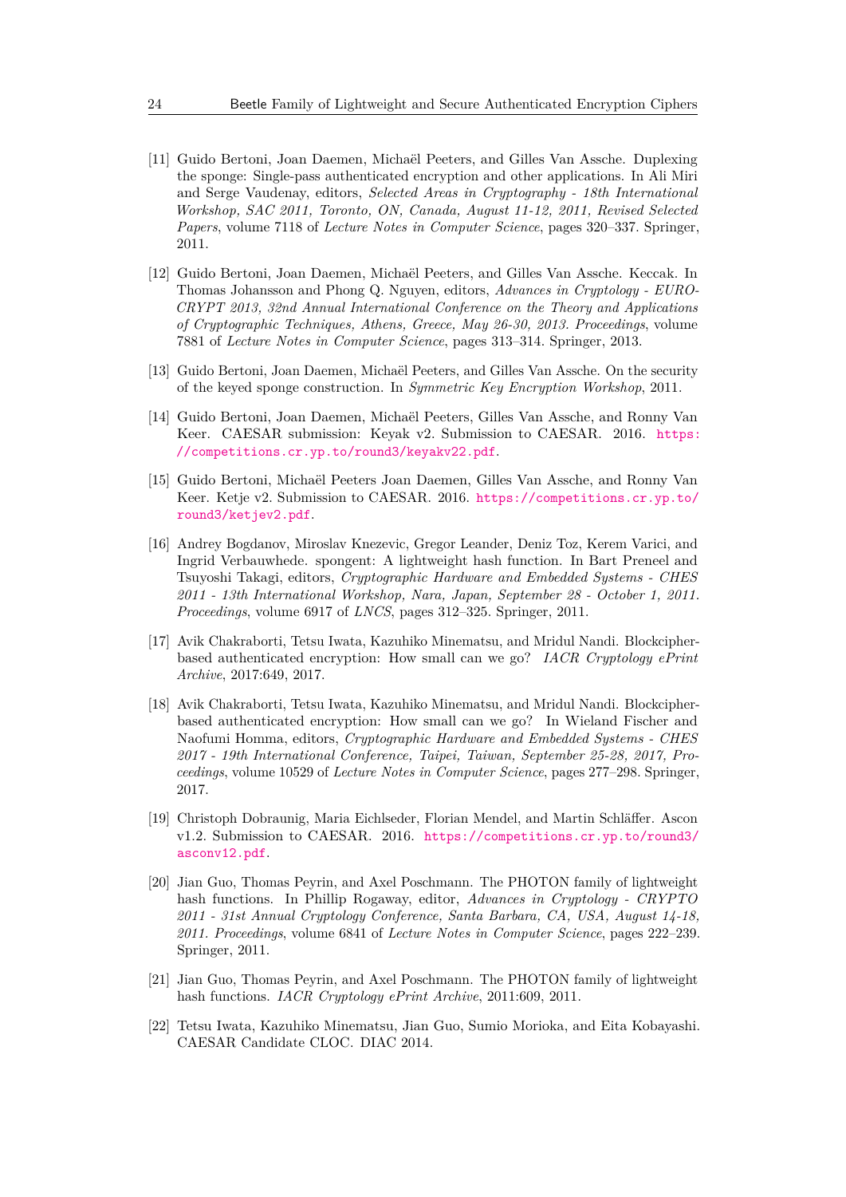[11] Guido Bertoni, Joan Daemen, Michaël Peeters, and Gilles Van Assche. Duplexing the sponge: Single-pass authenticated encryption and other applications. In Ali Miri and Serge Vaudenay, editors, *Selected Areas in Cryptography - 18th International Workshop, SAC 2011, Toronto, ON, Canada, August 11-12, 2011, Revised Selected Papers*, volume 7118 of *Lecture Notes in Computer Science*, pages 320–337. Springer, 2011.

[12] Guido Bertoni, Joan Daemen, Michaël Peeters, and Gilles Van Assche. Keccak. In Thomas Johansson and Phong Q. Nguyen, editors, *Advances in Cryptology - EUROCRYPT 2013, 32nd Annual International Conference on the Theory and Applications of Cryptographic Techniques, Athens, Greece, May 26-30, 2013. Proceedings*, volume 7881 of *Lecture Notes in Computer Science*, pages 313–314. Springer, 2013.

[13] Guido Bertoni, Joan Daemen, Michaël Peeters, and Gilles Van Assche. On the security of the keyed sponge construction. In *Symmetric Key Encryption Workshop*, 2011.

[14] Guido Bertoni, Joan Daemen, Michaël Peeters, Gilles Van Assche, and Ronny Van Keer. CAESAR submission: Keyak v2. Submission to CAESAR. 2016. https://competitions.cr.yp.to/round3/keyakv22.pdf.

[15] Guido Bertoni, Michaël Peeters Joan Daemen, Gilles Van Assche, and Ronny Van Keer. Ketje v2. Submission to CAESAR. 2016. https://competitions.cr.yp.to/round3/ketjev2.pdf.

[16] Andrey Bogdanov, Miroslav Knezevic, Gregor Leander, Deniz Toz, Kerem Varici, and Ingrid Verbauwhede. spongent: A lightweight hash function. In Bart Preneel and Tsuyoshi Takagi, editors, *Cryptographic Hardware and Embedded Systems - CHES 2011 - 13th International Workshop, Nara, Japan, September 28 - October 1, 2011. Proceedings*, volume 6917 of *LNCS*, pages 312–325. Springer, 2011.

[17] Avik Chakraborti, Tetsu Iwata, Kazuhiko Minematsu, and Mridul Nandi. Blockcipher-based authenticated encryption: How small can we go? *IACR Cryptology ePrint Archive*, 2017:649, 2017.

[18] Avik Chakraborti, Tetsu Iwata, Kazuhiko Minematsu, and Mridul Nandi. Blockcipher-based authenticated encryption: How small can we go? In Wieland Fischer and Naofumi Homma, editors, *Cryptographic Hardware and Embedded Systems - CHES 2017 - 19th International Conference, Taipei, Taiwan, September 25-28, 2017, Proceedings*, volume 10529 of *Lecture Notes in Computer Science*, pages 277–298. Springer, 2017.

[19] Christoph Dobraunig, Maria Eichlseder, Florian Mendel, and Martin Schläffer. Ascon v1.2. Submission to CAESAR. 2016. https://competitions.cr.yp.to/round3/asconv12.pdf.

[20] Jian Guo, Thomas Peyrin, and Axel Poschmann. The PHOTON family of lightweight hash functions. In Phillip Rogaway, editor, *Advances in Cryptology - CRYPTO 2011 - 31st Annual Cryptology Conference, Santa Barbara, CA, USA, August 14-18, 2011. Proceedings*, volume 6841 of *Lecture Notes in Computer Science*, pages 222–239. Springer, 2011.

[21] Jian Guo, Thomas Peyrin, and Axel Poschmann. The PHOTON family of lightweight hash functions. *IACR Cryptology ePrint Archive*, 2011:609, 2011.

[22] Tetsu Iwata, Kazuhiko Minematsu, Jian Guo, Sumio Morioka, and Eita Kobayashi. CAESAR Candidate CLOC. DIAC 2014.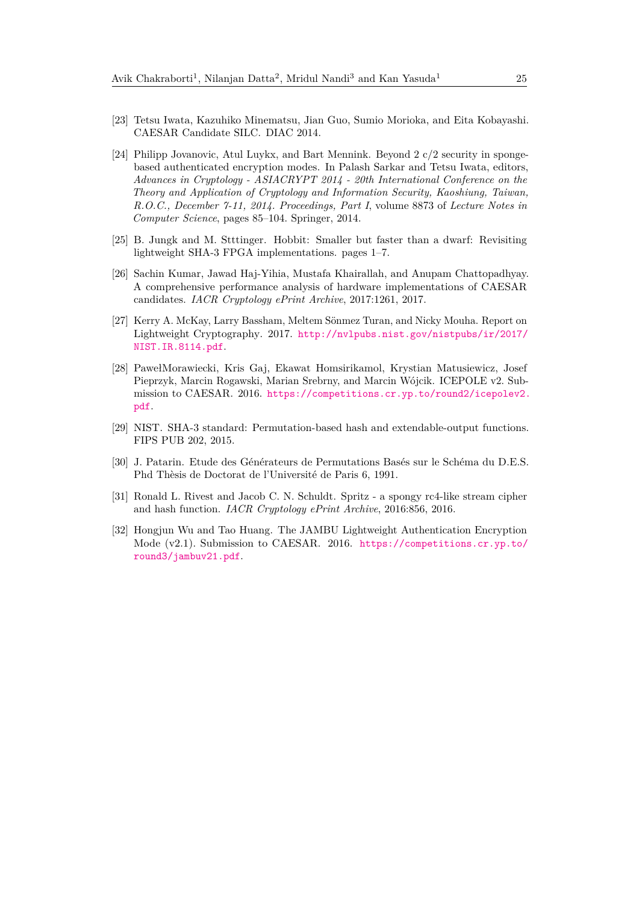[23] Tetsu Iwata, Kazuhiko Minematsu, Jian Guo, Sumio Morioka, and Eita Kobayashi. CAESAR Candidate SILC. DIAC 2014.

[24] Philipp Jovanovic, Atul Luykx, and Bart Mennink. Beyond 2 c/2 security in sponge-based authenticated encryption modes. In Palash Sarkar and Tetsu Iwata, editors, *Advances in Cryptology - ASIACRYPT 2014 - 20th International Conference on the Theory and Application of Cryptology and Information Security, Kaoshiung, Taiwan, R.O.C., December 7-11, 2014. Proceedings, Part I*, volume 8873 of *Lecture Notes in Computer Science*, pages 85–104. Springer, 2014.

[25] B. Jungk and M. Stttinger. Hobbit: Smaller but faster than a dwarf: Revisiting lightweight SHA-3 FPGA implementations. pages 1–7.

[26] Sachin Kumar, Jawad Haj-Yihia, Mustafa Khairallah, and Anupam Chattopadhyay. A comprehensive performance analysis of hardware implementations of CAESAR candidates. *IACR Cryptology ePrint Archive*, 2017:1261, 2017.

[27] Kerry A. McKay, Larry Bassham, Meltem Sönmez Turan, and Nicky Mouha. Report on Lightweight Cryptography. 2017. http://nvlpubs.nist.gov/nistpubs/ir/2017/NIST.IR.8114.pdf.

[28] PawełMorawiecki, Kris Gaj, Ekawat Homsirikamol, Krystian Matusiewicz, Josef Pieprzyk, Marcin Rogawski, Marian Srebrny, and Marcin Wójcik. ICEPOLE v2. Submission to CAESAR. 2016. https://competitions.cr.yp.to/round2/icepolev2.pdf.

[29] NIST. SHA-3 standard: Permutation-based hash and extendable-output functions. FIPS PUB 202, 2015.

[30] J. Patarin. Etude des Générateurs de Permutations Basés sur le Schéma du D.E.S. Phd Thèsis de Doctorat de l'Université de Paris 6, 1991.

[31] Ronald L. Rivest and Jacob C. N. Schuldt. Spritz - a spongy rc4-like stream cipher and hash function. *IACR Cryptology ePrint Archive*, 2016:856, 2016.

[32] Hongjun Wu and Tao Huang. The JAMBU Lightweight Authentication Encryption Mode (v2.1). Submission to CAESAR. 2016. https://competitions.cr.yp.to/round3/jambuv21.pdf.